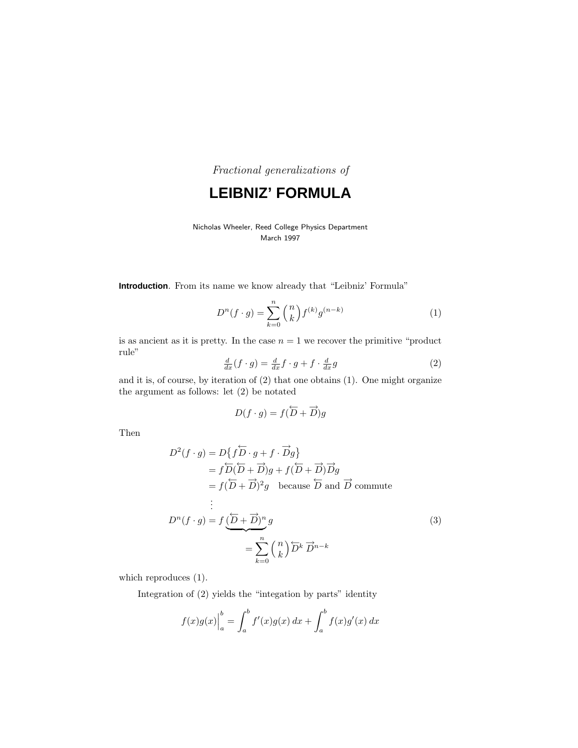*Fractional generalizations of*

# LEIBNIZ' FORMULA

Nicholas Wheeler, Reed College Physics Department
March 1997

**Introduction**. From its name we know already that "Leibniz' Formula"

$$D^n(f \cdot g) = \sum_{k=0}^{n} \binom{n}{k} f^{(k)} g^{(n-k)} \tag{1}$$

is as ancient as it is pretty. In the case $n = 1$ we recover the primitive "product rule"

$$\tfrac{d}{dx}(f \cdot g) = \tfrac{d}{dx}f \cdot g + f \cdot \tfrac{d}{dx}g \tag{2}$$

and it is, of course, by iteration of (2) that one obtains (1). One might organize the argument as follows: let (2) be notated

$$D(f \cdot g) = f(\overleftarrow{D} + \overrightarrow{D})g$$

Then

$$\begin{aligned}
D^2(f \cdot g) &= D\big\{f\overleftarrow{D} \cdot g + f \cdot \overrightarrow{D}g\big\} \\
&= f\overleftarrow{D}(\overleftarrow{D} + \overrightarrow{D})g + f(\overleftarrow{D} + \overrightarrow{D})\overrightarrow{D}g \\
&= f(\overleftarrow{D} + \overrightarrow{D})^2 g \quad \text{because } \overleftarrow{D} \text{ and } \overrightarrow{D} \text{ commute} \\
&\;\;\vdots \\
D^n(f \cdot g) &= f\,\underbrace{(\overleftarrow{D} + \overrightarrow{D})^n}\,g \\
&\qquad = \sum_{k=0}^{n} \binom{n}{k} \overleftarrow{D}^k\, \overrightarrow{D}^{n-k}
\end{aligned} \tag{3}$$

which reproduces (1).

Integration of (2) yields the "integation by parts" identity

$$f(x)g(x)\Big|_a^b = \int_a^b f'(x)g(x)\,dx + \int_a^b f(x)g'(x)\,dx$$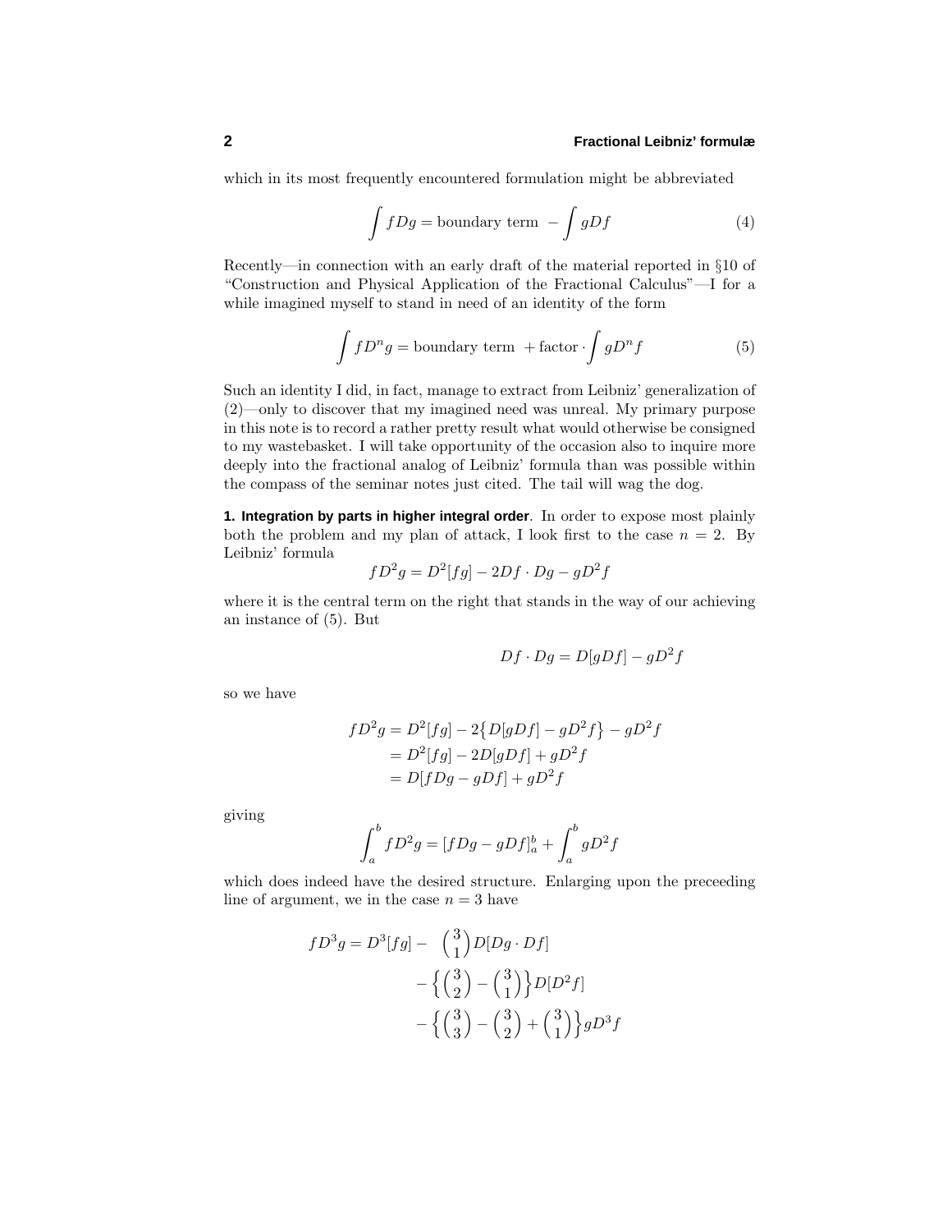which in its most frequently encountered formulation might be abbreviated

$$\int fDg = \text{boundary term } - \int gDf \tag{4}$$

Recently—in connection with an early draft of the material reported in §10 of "Construction and Physical Application of the Fractional Calculus"—I for a while imagined myself to stand in need of an identity of the form

$$\int fD^n g = \text{boundary term } + \text{factor} \cdot \int gD^n f \tag{5}$$

Such an identity I did, in fact, manage to extract from Leibniz' generalization of (2)—only to discover that my imagined need was unreal. My primary purpose in this note is to record a rather pretty result what would otherwise be consigned to my wastebasket. I will take opportunity of the occasion also to inquire more deeply into the fractional analog of Leibniz' formula than was possible within the compass of the seminar notes just cited. The tail will wag the dog.

**1. Integration by parts in higher integral order**. In order to expose most plainly both the problem and my plan of attack, I look first to the case $n = 2$. By Leibniz' formula

$$fD^2 g = D^2[fg] - 2Df \cdot Dg - gD^2 f$$

where it is the central term on the right that stands in the way of our achieving an instance of (5). But

$$Df \cdot Dg = D[gDf] - gD^2 f$$

so we have

$$\begin{aligned}
fD^2 g &= D^2[fg] - 2\big\{D[gDf] - gD^2 f\big\} - gD^2 f \\
&= D^2[fg] - 2D[gDf] + gD^2 f \\
&= D[fDg - gDf] + gD^2 f
\end{aligned}$$

giving

$$\int_a^b fD^2 g = [fDg - gDf]_a^b + \int_a^b gD^2 f$$

which does indeed have the desired structure. Enlarging upon the preceeding line of argument, we in the case $n = 3$ have

$$\begin{aligned}
fD^3 g = D^3[fg] - &\binom{3}{1} D[Dg \cdot Df] \\
&- \left\{\binom{3}{2} - \binom{3}{1}\right\} D[D^2 f] \\
&- \left\{\binom{3}{3} - \binom{3}{2} + \binom{3}{1}\right\} gD^3 f
\end{aligned}$$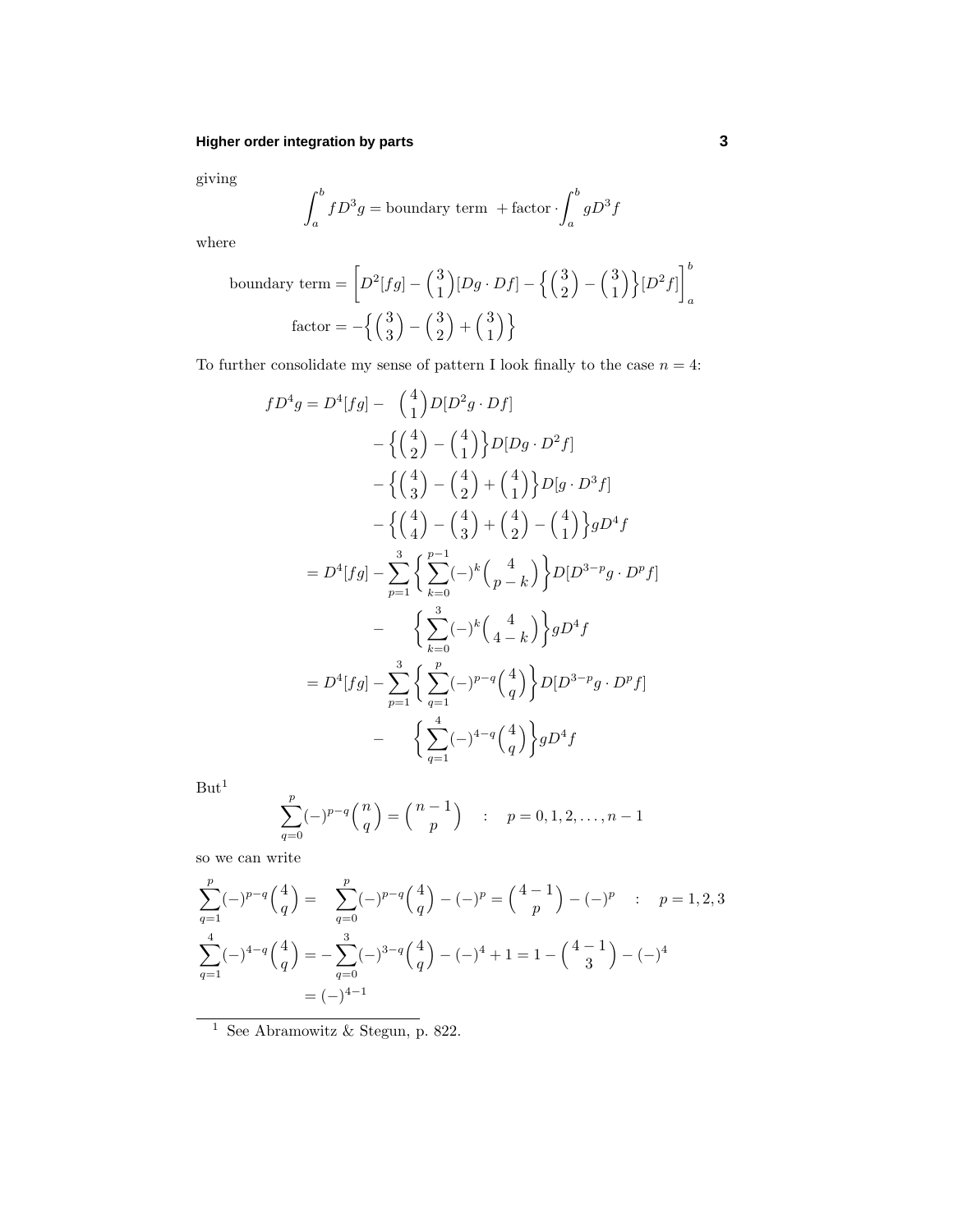giving

$$\int_a^b fD^3g = \text{boundary term } + \text{factor} \cdot \int_a^b gD^3f$$

where

$$\text{boundary term} = \Big[D^2[fg] - \binom{3}{1}[Dg \cdot Df] - \Big\{\binom{3}{2} - \binom{3}{1}\Big\}[D^2 f]\Big]_a^b$$

$$\text{factor} = -\Big\{\binom{3}{3} - \binom{3}{2} + \binom{3}{1}\Big\}$$

To further consolidate my sense of pattern I look finally to the case $n = 4$:

$$\begin{aligned}
fD^4g = D^4[fg] - &\binom{4}{1}D[D^2g \cdot Df] \\
&- \Big\{\binom{4}{2} - \binom{4}{1}\Big\}D[Dg \cdot D^2 f] \\
&- \Big\{\binom{4}{3} - \binom{4}{2} + \binom{4}{1}\Big\}D[g \cdot D^3 f] \\
&- \Big\{\binom{4}{4} - \binom{4}{3} + \binom{4}{2} - \binom{4}{1}\Big\}gD^4 f \\
= D^4[fg] &- \sum_{p=1}^{3}\Big\{\sum_{k=0}^{p-1}(-)^k\binom{4}{p-k}\Big\}D[D^{3-p}g \cdot D^p f] \\
&- \quad \Big\{\sum_{k=0}^{3}(-)^k\binom{4}{4-k}\Big\}gD^4 f \\
= D^4[fg] &- \sum_{p=1}^{3}\Big\{\sum_{q=1}^{p}(-)^{p-q}\binom{4}{q}\Big\}D[D^{3-p}g \cdot D^p f] \\
&- \quad \Big\{\sum_{q=1}^{4}(-)^{4-q}\binom{4}{q}\Big\}gD^4 f
\end{aligned}$$

But[1]

$$\sum_{q=0}^{p}(-)^{p-q}\binom{n}{q} = \binom{n-1}{p} \quad : \quad p = 0, 1, 2, \ldots, n-1$$

so we can write

$$\begin{aligned}
\sum_{q=1}^{p}(-)^{p-q}\binom{4}{q} &= \quad \sum_{q=0}^{p}(-)^{p-q}\binom{4}{q} - (-)^p = \binom{4-1}{p} - (-)^p \quad : \quad p = 1, 2, 3 \\
\sum_{q=1}^{4}(-)^{4-q}\binom{4}{q} &= -\sum_{q=0}^{3}(-)^{3-q}\binom{4}{q} - (-)^4 + 1 = 1 - \binom{4-1}{3} - (-)^4 \\
&= (-)^{4-1}
\end{aligned}$$

[1] See Abramowitz & Stegun, p. 822.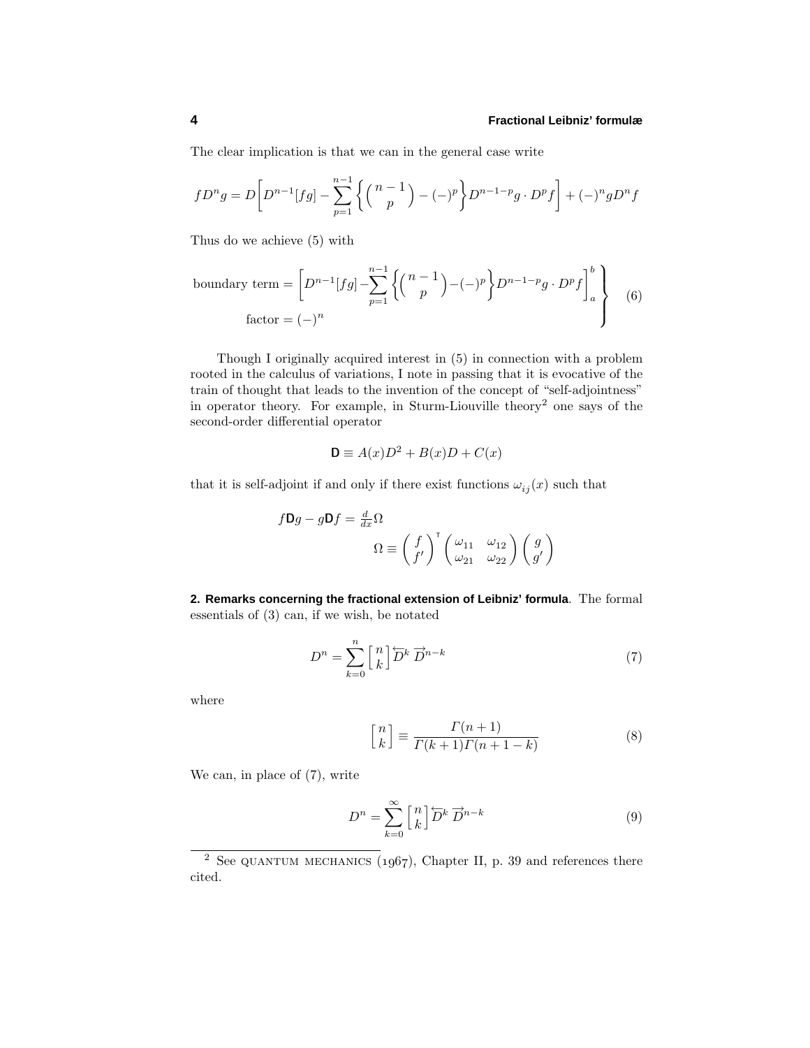The clear implication is that we can in the general case write

$$f D^n g = D\bigg[D^{n-1}[fg] - \sum_{p=1}^{n-1}\bigg\{\binom{n-1}{p} - (-)^p\bigg\} D^{n-1-p} g \cdot D^p f\bigg] + (-)^n g D^n f$$

Thus do we achieve (5) with

$$\left.\begin{aligned}\text{boundary term} &= \bigg[D^{n-1}[fg] - \sum_{p=1}^{n-1}\bigg\{\binom{n-1}{p} - (-)^p\bigg\} D^{n-1-p} g \cdot D^p f\bigg]_a^b \\ \text{factor} &= (-)^n\end{aligned}\right\} \tag{6}$$

Though I originally acquired interest in (5) in connection with a problem rooted in the calculus of variations, I note in passing that it is evocative of the train of thought that leads to the invention of the concept of "self-adjointness" in operator theory. For example, in Sturm-Liouville theory[2] one says of the second-order differential operator

$$\mathsf{D} \equiv A(x)D^2 + B(x)D + C(x)$$

that it is self-adjoint if and only if there exist functions $\omega_{ij}(x)$ such that

$$\begin{aligned} f\mathsf{D}g - g\mathsf{D}f &= \tfrac{d}{dx}\Omega \\ \Omega &\equiv \begin{pmatrix} f \\ f' \end{pmatrix}^{\mathsf{T}} \begin{pmatrix} \omega_{11} & \omega_{12} \\ \omega_{21} & \omega_{22} \end{pmatrix} \begin{pmatrix} g \\ g' \end{pmatrix} \end{aligned}$$

**2. Remarks concerning the fractional extension of Leibniz' formula**. The formal essentials of (3) can, if we wish, be notated

$$D^n = \sum_{k=0}^{n} \left[\begin{matrix} n \\ k \end{matrix}\right] \overleftarrow{D}^k \, \overrightarrow{D}^{n-k} \tag{7}$$

where

$$\left[\begin{matrix} n \\ k \end{matrix}\right] \equiv \frac{\Gamma(n+1)}{\Gamma(k+1)\Gamma(n+1-k)} \tag{8}$$

We can, in place of (7), write

$$D^n = \sum_{k=0}^{\infty} \left[\begin{matrix} n \\ k \end{matrix}\right] \overleftarrow{D}^k \, \overrightarrow{D}^{n-k} \tag{9}$$

---

[2] See QUANTUM MECHANICS (1967), Chapter II, p. 39 and references there cited.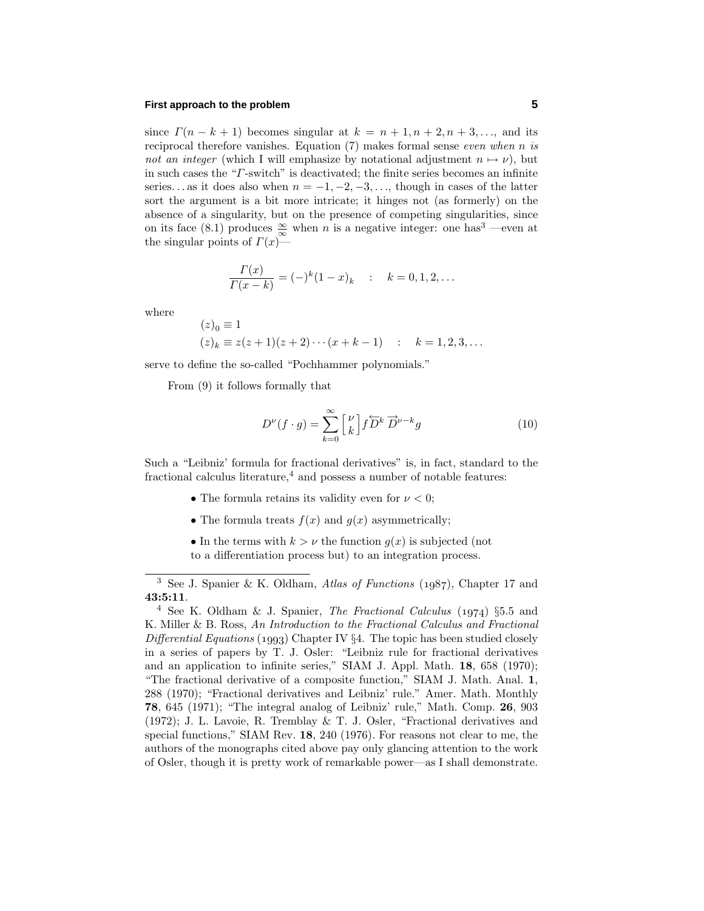since $\Gamma(n-k+1)$ becomes singular at $k = n+1, n+2, n+3, \ldots$, and its reciprocal therefore vanishes. Equation (7) makes formal sense *even when $n$ is not an integer* (which I will emphasize by notational adjustment $n \mapsto \nu$), but in such cases the "$\Gamma$-switch" is deactivated; the finite series becomes an infinite series... as it does also when $n = -1, -2, -3, \ldots$, though in cases of the latter sort the argument is a bit more intricate; it hinges not (as formerly) on the absence of a singularity, but on the presence of competing singularities, since on its face (8.1) produces $\frac{\infty}{\infty}$ when $n$ is a negative integer: one has[3] —even at the singular points of $\Gamma(x)$—

$$\frac{\Gamma(x)}{\Gamma(x-k)} = (-)^k (1-x)_k \quad : \quad k = 0, 1, 2, \ldots$$

where

$$\begin{aligned} &(z)_0 \equiv 1 \\ &(z)_k \equiv z(z+1)(z+2)\cdots(x+k-1) \quad : \quad k = 1, 2, 3, \ldots \end{aligned}$$

serve to define the so-called "Pochhammer polynomials."

From (9) it follows formally that

$$D^\nu (f \cdot g) = \sum_{k=0}^{\infty} \begin{bmatrix} \nu \\ k \end{bmatrix} f \overleftarrow{D}^k \, \overrightarrow{D}^{\nu-k} g \tag{10}$$

Such a "Leibniz' formula for fractional derivatives" is, in fact, standard to the fractional calculus literature,[4] and possess a number of notable features:

- The formula retains its validity even for $\nu < 0$;
- The formula treats $f(x)$ and $g(x)$ asymmetrically;
- In the terms with $k > \nu$ the function $g(x)$ is subjected (not to a differentiation process but) to an integration process.

---

[3] See J. Spanier & K. Oldham, *Atlas of Functions* (1987), Chapter 17 and **43:5:11**.

[4] See K. Oldham & J. Spanier, *The Fractional Calculus* (1974) §5.5 and K. Miller & B. Ross, *An Introduction to the Fractional Calculus and Fractional Differential Equations* (1993) Chapter IV §4. The topic has been studied closely in a series of papers by T. J. Osler: "Leibniz rule for fractional derivatives and an application to infinite series," SIAM J. Appl. Math. **18**, 658 (1970); "The fractional derivative of a composite function," SIAM J. Math. Anal. **1**, 288 (1970); "Fractional derivatives and Leibniz' rule." Amer. Math. Monthly **78**, 645 (1971); "The integral analog of Leibniz' rule," Math. Comp. **26**, 903 (1972); J. L. Lavoie, R. Tremblay & T. J. Osler, "Fractional derivatives and special functions," SIAM Rev. **18**, 240 (1976). For reasons not clear to me, the authors of the monographs cited above pay only glancing attention to the work of Osler, though it is pretty work of remarkable power—as I shall demonstrate.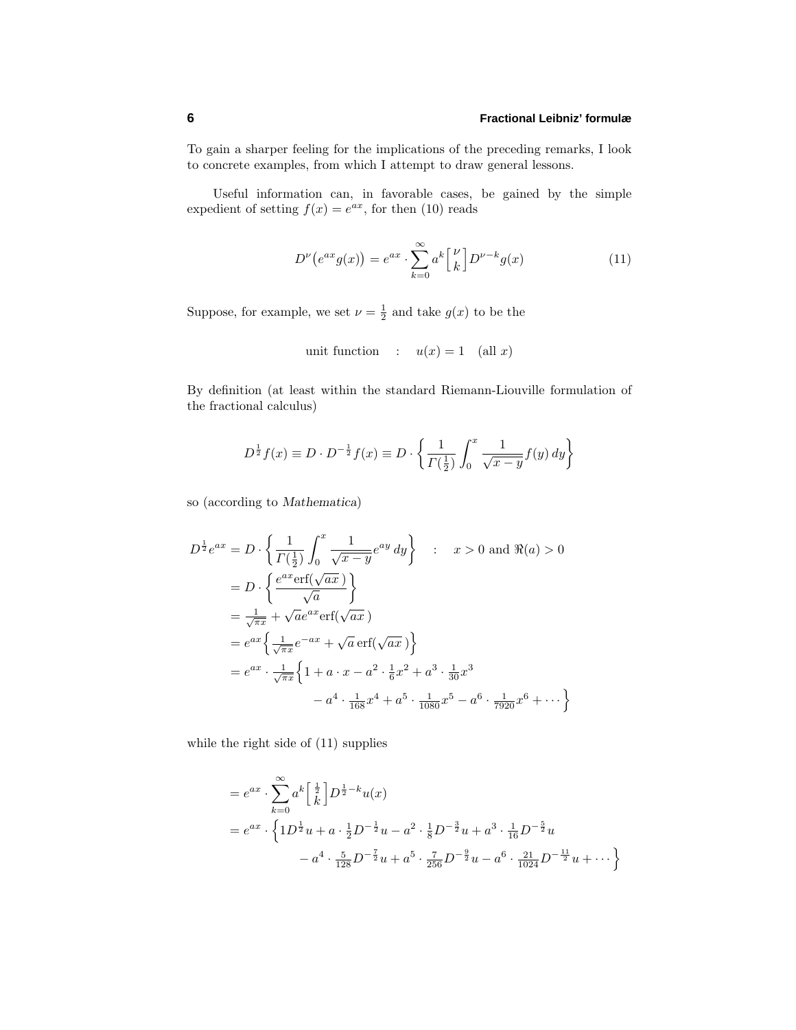To gain a sharper feeling for the implications of the preceding remarks, I look to concrete examples, from which I attempt to draw general lessons.

Useful information can, in favorable cases, be gained by the simple expedient of setting $f(x) = e^{ax}$, for then (10) reads

$$
D^{\nu}\big(e^{ax}g(x)\big) = e^{ax}\cdot\sum_{k=0}^{\infty} a^k \begin{bmatrix}\nu\\k\end{bmatrix} D^{\nu-k}g(x) \tag{11}
$$

Suppose, for example, we set $\nu = \frac{1}{2}$ and take $g(x)$ to be the

$$
\text{unit function} \quad : \quad u(x) = 1 \quad (\text{all } x)
$$

By definition (at least within the standard Riemann-Liouville formulation of the fractional calculus)

$$
D^{\frac{1}{2}}f(x) \equiv D\cdot D^{-\frac{1}{2}}f(x) \equiv D\cdot\left\{\frac{1}{\Gamma(\frac{1}{2})}\int_0^x \frac{1}{\sqrt{x-y}}f(y)\,dy\right\}
$$

so (according to *Mathematica*)

$$
\begin{aligned}
D^{\frac{1}{2}}e^{ax} &= D\cdot\left\{\frac{1}{\Gamma(\frac{1}{2})}\int_0^x \frac{1}{\sqrt{x-y}}e^{ay}\,dy\right\} \quad : \quad x>0 \text{ and } \Re(a)>0\\
&= D\cdot\left\{\frac{e^{ax}\mathrm{erf}(\sqrt{ax}\,)}{\sqrt{a}}\right\}\\
&= \tfrac{1}{\sqrt{\pi x}} + \sqrt{a}e^{ax}\mathrm{erf}(\sqrt{ax}\,)\\
&= e^{ax}\Big\{\tfrac{1}{\sqrt{\pi x}}e^{-ax} + \sqrt{a}\,\mathrm{erf}(\sqrt{ax}\,)\Big\}\\
&= e^{ax}\cdot\tfrac{1}{\sqrt{\pi x}}\Big\{1 + a\cdot x - a^2\cdot\tfrac{1}{6}x^2 + a^3\cdot\tfrac{1}{30}x^3\\
&\qquad\qquad - a^4\cdot\tfrac{1}{168}x^4 + a^5\cdot\tfrac{1}{1080}x^5 - a^6\cdot\tfrac{1}{7920}x^6 + \cdots\Big\}
\end{aligned}
$$

while the right side of (11) supplies

$$
\begin{aligned}
&= e^{ax}\cdot\sum_{k=0}^{\infty} a^k\begin{bmatrix}\frac{1}{2}\\k\end{bmatrix}D^{\frac{1}{2}-k}u(x)\\
&= e^{ax}\cdot\Big\{1D^{\frac{1}{2}}u + a\cdot\tfrac{1}{2}D^{-\frac{1}{2}}u - a^2\cdot\tfrac{1}{8}D^{-\frac{3}{2}}u + a^3\cdot\tfrac{1}{16}D^{-\frac{5}{2}}u\\
&\qquad\qquad - a^4\cdot\tfrac{5}{128}D^{-\frac{7}{2}}u + a^5\cdot\tfrac{7}{256}D^{-\frac{9}{2}}u - a^6\cdot\tfrac{21}{1024}D^{-\frac{11}{2}}u + \cdots\Big\}
\end{aligned}
$$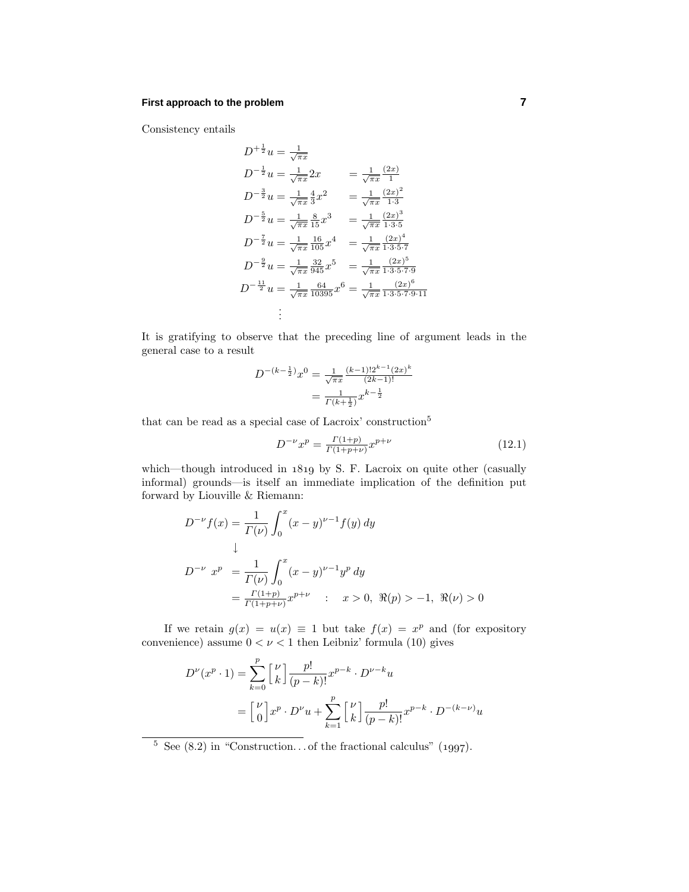Consistency entails

$$
\begin{aligned}
D^{+\frac{1}{2}}u &= \tfrac{1}{\sqrt{\pi x}} \\
D^{-\frac{1}{2}}u &= \tfrac{1}{\sqrt{\pi x}}2x &&= \tfrac{1}{\sqrt{\pi x}}\tfrac{(2x)}{1} \\
D^{-\frac{3}{2}}u &= \tfrac{1}{\sqrt{\pi x}}\tfrac{4}{3}x^2 &&= \tfrac{1}{\sqrt{\pi x}}\tfrac{(2x)^2}{1\cdot 3} \\
D^{-\frac{5}{2}}u &= \tfrac{1}{\sqrt{\pi x}}\tfrac{8}{15}x^3 &&= \tfrac{1}{\sqrt{\pi x}}\tfrac{(2x)^3}{1\cdot 3\cdot 5} \\
D^{-\frac{7}{2}}u &= \tfrac{1}{\sqrt{\pi x}}\tfrac{16}{105}x^4 &&= \tfrac{1}{\sqrt{\pi x}}\tfrac{(2x)^4}{1\cdot 3\cdot 5\cdot 7} \\
D^{-\frac{9}{2}}u &= \tfrac{1}{\sqrt{\pi x}}\tfrac{32}{945}x^5 &&= \tfrac{1}{\sqrt{\pi x}}\tfrac{(2x)^5}{1\cdot 3\cdot 5\cdot 7\cdot 9} \\
D^{-\frac{11}{2}}u &= \tfrac{1}{\sqrt{\pi x}}\tfrac{64}{10395}x^6 &&= \tfrac{1}{\sqrt{\pi x}}\tfrac{(2x)^6}{1\cdot 3\cdot 5\cdot 7\cdot 9\cdot 11} \\
&\ \ \vdots
\end{aligned}
$$

It is gratifying to observe that the preceding line of argument leads in the general case to a result

$$
\begin{aligned}
D^{-(k-\frac{1}{2})}x^0 &= \tfrac{1}{\sqrt{\pi x}}\tfrac{(k-1)!2^{k-1}(2x)^k}{(2k-1)!} \\
&= \tfrac{1}{\Gamma(k+\frac{1}{2})}x^{k-\frac{1}{2}}
\end{aligned}
$$

that can be read as a special case of Lacroix' construction[5]

$$
D^{-\nu}x^p = \tfrac{\Gamma(1+p)}{\Gamma(1+p+\nu)}x^{p+\nu} \tag{12.1}
$$

which—though introduced in 1819 by S. F. Lacroix on quite other (casually informal) grounds—is itself an immediate implication of the definition put forward by Liouville & Riemann:

$$
\begin{aligned}
D^{-\nu}f(x) &= \frac{1}{\Gamma(\nu)}\int_0^x (x-y)^{\nu-1}f(y)\,dy \\
&\downarrow \\
D^{-\nu}\ x^p &= \frac{1}{\Gamma(\nu)}\int_0^x (x-y)^{\nu-1}y^p\,dy \\
&= \tfrac{\Gamma(1+p)}{\Gamma(1+p+\nu)}x^{p+\nu} \quad : \quad x>0,\ \Re(p)>-1,\ \Re(\nu)>0
\end{aligned}
$$

If we retain $g(x) = u(x) \equiv 1$ but take $f(x) = x^p$ and (for expository convenience) assume $0 < \nu < 1$ then Leibniz' formula (10) gives

$$
\begin{aligned}
D^{\nu}(x^p\cdot 1) &= \sum_{k=0}^{p}\begin{bmatrix}\nu\\k\end{bmatrix}\frac{p!}{(p-k)!}x^{p-k}\cdot D^{\nu-k}u \\
&= \begin{bmatrix}\nu\\0\end{bmatrix}x^p\cdot D^{\nu}u + \sum_{k=1}^{p}\begin{bmatrix}\nu\\k\end{bmatrix}\frac{p!}{(p-k)!}x^{p-k}\cdot D^{-(k-\nu)}u
\end{aligned}
$$

---

[5] See (8.2) in "Construction. . . of the fractional calculus" (1997).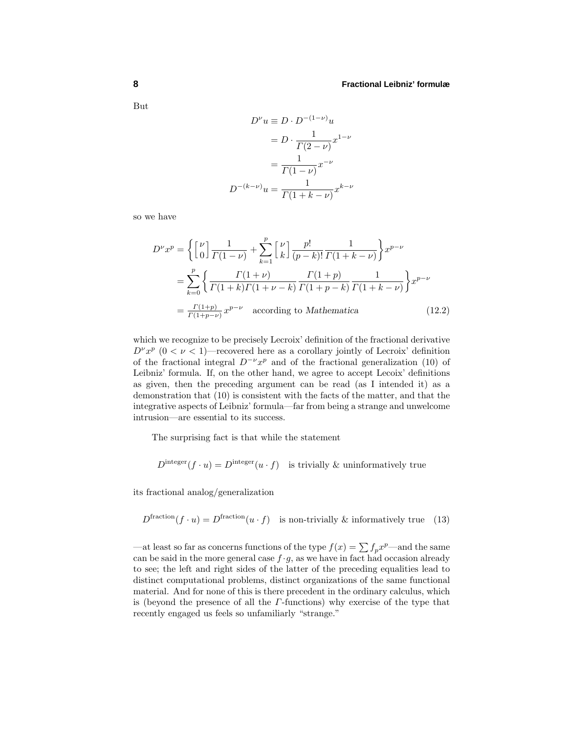But

$$
\begin{aligned}
D^{\nu}u &\equiv D\cdot D^{-(1-\nu)}u \\
&= D\cdot \frac{1}{\Gamma(2-\nu)}x^{1-\nu} \\
&= \frac{1}{\Gamma(1-\nu)}x^{-\nu} \\
D^{-(k-\nu)}u &= \frac{1}{\Gamma(1+k-\nu)}x^{k-\nu}
\end{aligned}
$$

so we have

$$
\begin{aligned}
D^{\nu}x^{p} &= \left\{\begin{bmatrix}\nu\\0\end{bmatrix}\frac{1}{\Gamma(1-\nu)} + \sum_{k=1}^{p}\begin{bmatrix}\nu\\k\end{bmatrix}\frac{p!}{(p-k)!}\frac{1}{\Gamma(1+k-\nu)}\right\}x^{p-\nu} \\
&= \sum_{k=0}^{p}\left\{\frac{\Gamma(1+\nu)}{\Gamma(1+k)\Gamma(1+\nu-k)}\frac{\Gamma(1+p)}{\Gamma(1+p-k)}\frac{1}{\Gamma(1+k-\nu)}\right\}x^{p-\nu} \\
&= \tfrac{\Gamma(1+p)}{\Gamma(1+p-\nu)}\,x^{p-\nu} \quad \text{according to } \textit{Mathematica} \qquad (12.2)
\end{aligned}
$$

which we recognize to be precisely Lecroix' definition of the fractional derivative $D^{\nu}x^{p}$ $(0<\nu<1)$—recovered here as a corollary jointly of Lecroix' definition of the fractional integral $D^{-\nu}x^{p}$ and of the fractional generalization (10) of Leibniz' formula. If, on the other hand, we agree to accept Lecoix' definitions as given, then the preceding argument can be read (as I intended it) as a demonstration that (10) is consistent with the facts of the matter, and that the integrative aspects of Leibniz' formula—far from being a strange and unwelcome intrusion—are essential to its success.

The surprising fact is that while the statement

$$
D^{\text{integer}}(f\cdot u) = D^{\text{integer}}(u\cdot f) \quad \text{is trivially \& uninformatively true}
$$

its fractional analog/generalization

$$
D^{\text{fraction}}(f\cdot u) = D^{\text{fraction}}(u\cdot f) \quad \text{is non-trivially \& informatively true} \qquad (13)
$$

—at least so far as concerns functions of the type $f(x)=\sum f_p x^p$—and the same can be said in the more general case $f\cdot g$, as we have in fact had occasion already to see; the left and right sides of the latter of the preceding equalities lead to distinct computational problems, distinct organizations of the same functional material. And for none of this is there precedent in the ordinary calculus, which is (beyond the presence of all the $\Gamma$-functions) why exercise of the type that recently engaged us feels so unfamiliarly "strange."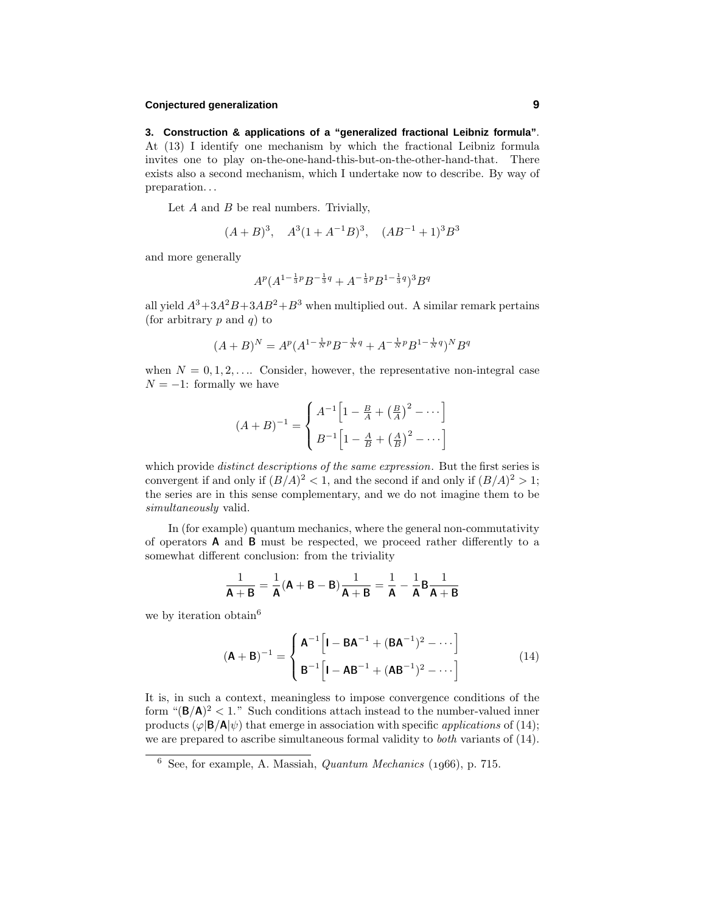**3. Construction & applications of a "generalized fractional Leibniz formula"**. At (13) I identify one mechanism by which the fractional Leibniz formula invites one to play on-the-one-hand-this-but-on-the-other-hand-that. There exists also a second mechanism, which I undertake now to describe. By way of preparation…

Let $A$ and $B$ be real numbers. Trivially,

$$(A+B)^3, \quad A^3(1+A^{-1}B)^3, \quad (AB^{-1}+1)^3B^3$$

and more generally

$$A^p(A^{1-\frac{1}{3}p}B^{-\frac{1}{3}q}+A^{-\frac{1}{3}p}B^{1-\frac{1}{3}q})^3B^q$$

all yield $A^3+3A^2B+3AB^2+B^3$ when multiplied out. A similar remark pertains (for arbitrary $p$ and $q$) to

$$(A+B)^N = A^p(A^{1-\frac{1}{N}p}B^{-\frac{1}{N}q}+A^{-\frac{1}{N}p}B^{1-\frac{1}{N}q})^NB^q$$

when $N=0,1,2,\ldots$. Consider, however, the representative non-integral case $N=-1$: formally we have

$$(A+B)^{-1} = \begin{cases} A^{-1}\Big[1-\frac{B}{A}+\big(\frac{B}{A}\big)^2-\cdots\Big] \\ B^{-1}\Big[1-\frac{A}{B}+\big(\frac{A}{B}\big)^2-\cdots\Big] \end{cases}$$

which provide *distinct descriptions of the same expression*. But the first series is convergent if and only if $(B/A)^2<1$, and the second if and only if $(B/A)^2>1$; the series are in this sense complementary, and we do not imagine them to be *simultaneously* valid.

In (for example) quantum mechanics, where the general non-commutativity of operators $\mathbf{A}$ and $\mathbf{B}$ must be respected, we proceed rather differently to a somewhat different conclusion: from the triviality

$$\frac{1}{\mathbf{A}+\mathbf{B}} = \frac{1}{\mathbf{A}}(\mathbf{A}+\mathbf{B}-\mathbf{B})\frac{1}{\mathbf{A}+\mathbf{B}} = \frac{1}{\mathbf{A}}-\frac{1}{\mathbf{A}}\mathbf{B}\frac{1}{\mathbf{A}+\mathbf{B}}$$

we by iteration obtain[6]

$$(\mathbf{A}+\mathbf{B})^{-1} = \begin{cases} \mathbf{A}^{-1}\Big[\mathbf{I}-\mathbf{B}\mathbf{A}^{-1}+(\mathbf{B}\mathbf{A}^{-1})^2-\cdots\Big] \\ \mathbf{B}^{-1}\Big[\mathbf{I}-\mathbf{A}\mathbf{B}^{-1}+(\mathbf{A}\mathbf{B}^{-1})^2-\cdots\Big] \end{cases} \tag{14}$$

It is, in such a context, meaningless to impose convergence conditions of the form "$(\mathbf{B}/\mathbf{A})^2<1$." Such conditions attach instead to the number-valued inner products $(\varphi|\mathbf{B}/\mathbf{A}|\psi)$ that emerge in association with specific *applications* of (14); we are prepared to ascribe simultaneous formal validity to *both* variants of (14).

---

[6] See, for example, A. Massiah, *Quantum Mechanics* (1966), p. 715.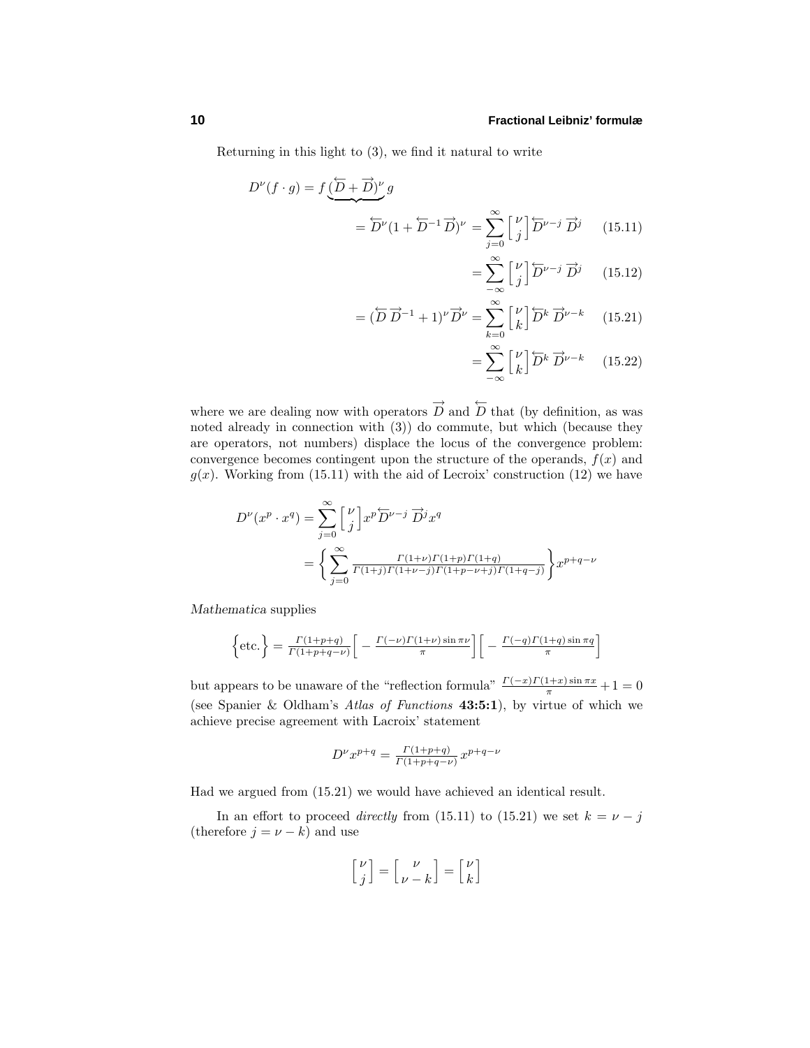Returning in this light to (3), we find it natural to write

$$
\begin{aligned}
D^\nu(f\cdot g) = f\,\underbrace{(\overleftarrow{D}+\overrightarrow{D})^\nu}\,g \\
&= \overleftarrow{D}^\nu(1+\overleftarrow{D}^{-1}\overrightarrow{D})^\nu = \sum_{j=0}^{\infty}\begin{bmatrix}\nu\\ j\end{bmatrix}\overleftarrow{D}^{\nu-j}\,\overrightarrow{D}^{j} \qquad (15.11)\\
&= \sum_{-\infty}^{\infty}\begin{bmatrix}\nu\\ j\end{bmatrix}\overleftarrow{D}^{\nu-j}\,\overrightarrow{D}^{j} \qquad (15.12)\\
&= (\overleftarrow{D}\,\overrightarrow{D}^{-1}+1)^\nu\overrightarrow{D}^\nu = \sum_{k=0}^{\infty}\begin{bmatrix}\nu\\ k\end{bmatrix}\overleftarrow{D}^{k}\,\overrightarrow{D}^{\nu-k} \qquad (15.21)\\
&= \sum_{-\infty}^{\infty}\begin{bmatrix}\nu\\ k\end{bmatrix}\overleftarrow{D}^{k}\,\overrightarrow{D}^{\nu-k} \qquad (15.22)
\end{aligned}
$$

where we are dealing now with operators $\overrightarrow{D}$ and $\overleftarrow{D}$ that (by definition, as was noted already in connection with (3)) do commute, but which (because they are operators, not numbers) displace the locus of the convergence problem: convergence becomes contingent upon the structure of the operands, $f(x)$ and $g(x)$. Working from (15.11) with the aid of Lecroix' construction (12) we have

$$
\begin{aligned}
D^\nu(x^p\cdot x^q) &= \sum_{j=0}^{\infty}\begin{bmatrix}\nu\\ j\end{bmatrix}x^p\overleftarrow{D}^{\nu-j}\,\overrightarrow{D}^{j}x^q\\
&= \left\{\sum_{j=0}^{\infty}\frac{\Gamma(1+\nu)\Gamma(1+p)\Gamma(1+q)}{\Gamma(1+j)\Gamma(1+\nu-j)\Gamma(1+p-\nu+j)\Gamma(1+q-j)}\right\}x^{p+q-\nu}
\end{aligned}
$$

*Mathematica* supplies

$$
\Big\{\text{etc.}\Big\} = \frac{\Gamma(1+p+q)}{\Gamma(1+p+q-\nu)}\Big[-\frac{\Gamma(-\nu)\Gamma(1+\nu)\sin\pi\nu}{\pi}\Big]\Big[-\frac{\Gamma(-q)\Gamma(1+q)\sin\pi q}{\pi}\Big]
$$

but appears to be unaware of the "reflection formula" $\frac{\Gamma(-x)\Gamma(1+x)\sin\pi x}{\pi}+1=0$ (see Spanier & Oldham's *Atlas of Functions* **43:5:1**), by virtue of which we achieve precise agreement with Lacroix' statement

$$
D^\nu x^{p+q} = \frac{\Gamma(1+p+q)}{\Gamma(1+p+q-\nu)}\,x^{p+q-\nu}
$$

Had we argued from (15.21) we would have achieved an identical result.

In an effort to proceed *directly* from (15.11) to (15.21) we set $k=\nu-j$ (therefore $j=\nu-k$) and use

$$
\begin{bmatrix}\nu\\ j\end{bmatrix} = \begin{bmatrix}\nu\\ \nu-k\end{bmatrix} = \begin{bmatrix}\nu\\ k\end{bmatrix}
$$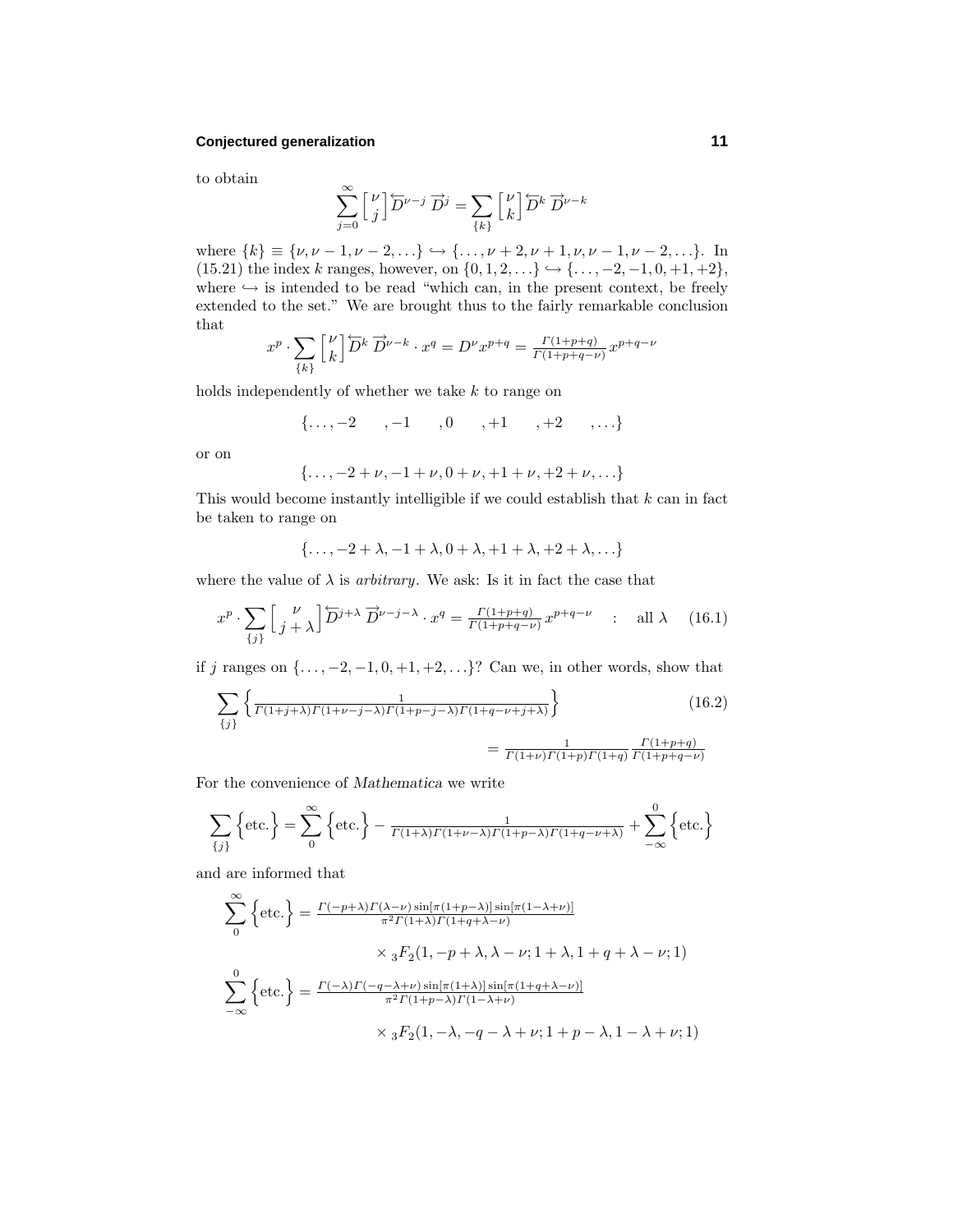to obtain

$$\sum_{j=0}^{\infty}\begin{bmatrix}\nu\\ j\end{bmatrix}\overleftarrow{D}^{\nu-j}\,\overrightarrow{D}^{j}=\sum_{\{k\}}\begin{bmatrix}\nu\\ k\end{bmatrix}\overleftarrow{D}^{k}\,\overrightarrow{D}^{\nu-k}$$

where $\{k\}\equiv\{\nu,\nu-1,\nu-2,\ldots\}\hookrightarrow\{\ldots,\nu+2,\nu+1,\nu,\nu-1,\nu-2,\ldots\}$. In (15.21) the index $k$ ranges, however, on $\{0,1,2,\ldots\}\hookrightarrow\{\ldots,-2,-1,0,+1,+2\}$, where $\hookrightarrow$ is intended to be read "which can, in the present context, be freely extended to the set." We are brought thus to the fairly remarkable conclusion that

$$x^p\cdot\sum_{\{k\}}\begin{bmatrix}\nu\\ k\end{bmatrix}\overleftarrow{D}^{k}\,\overrightarrow{D}^{\nu-k}\cdot x^q=D^\nu x^{p+q}=\tfrac{\Gamma(1+p+q)}{\Gamma(1+p+q-\nu)}\,x^{p+q-\nu}$$

holds independently of whether we take $k$ to range on

$$\{\ldots,-2\quad,-1\quad,0\quad,+1\quad,+2\quad,\ldots\}$$

or on

$$\{\ldots,-2+\nu,-1+\nu,0+\nu,+1+\nu,+2+\nu,\ldots\}$$

This would become instantly intelligible if we could establish that $k$ can in fact be taken to range on

$$\{\ldots,-2+\lambda,-1+\lambda,0+\lambda,+1+\lambda,+2+\lambda,\ldots\}$$

where the value of $\lambda$ is *arbitrary*. We ask: Is it in fact the case that

$$x^p\cdot\sum_{\{j\}}\begin{bmatrix}\nu\\ j+\lambda\end{bmatrix}\overleftarrow{D}^{j+\lambda}\,\overrightarrow{D}^{\nu-j-\lambda}\cdot x^q=\tfrac{\Gamma(1+p+q)}{\Gamma(1+p+q-\nu)}\,x^{p+q-\nu}\quad:\quad\text{all }\lambda\qquad(16.1)$$

if $j$ ranges on $\{\ldots,-2,-1,0,+1,+2,\ldots\}$? Can we, in other words, show that

$$\sum_{\{j\}}\Big\{\tfrac{1}{\Gamma(1+j+\lambda)\Gamma(1+\nu-j-\lambda)\Gamma(1+p-j-\lambda)\Gamma(1+q-\nu+j+\lambda)}\Big\}\qquad(16.2)$$

$$=\tfrac{1}{\Gamma(1+\nu)\Gamma(1+p)\Gamma(1+q)}\,\tfrac{\Gamma(1+p+q)}{\Gamma(1+p+q-\nu)}$$

For the convenience of *Mathematica* we write

$$\sum_{\{j\}}\Big\{\text{etc.}\Big\}=\sum_{0}^{\infty}\Big\{\text{etc.}\Big\}-\tfrac{1}{\Gamma(1+\lambda)\Gamma(1+\nu-\lambda)\Gamma(1+p-\lambda)\Gamma(1+q-\nu+\lambda)}+\sum_{-\infty}^{0}\Big\{\text{etc.}\Big\}$$

and are informed that

$$\sum_{0}^{\infty}\Big\{\text{etc.}\Big\}=\tfrac{\Gamma(-p+\lambda)\Gamma(\lambda-\nu)\sin[\pi(1+p-\lambda)]\sin[\pi(1-\lambda+\nu)]}{\pi^2\Gamma(1+\lambda)\Gamma(1+q+\lambda-\nu)}$$

$$\times\,{}_3F_2(1,-p+\lambda,\lambda-\nu;1+\lambda,1+q+\lambda-\nu;1)$$

$$\sum_{-\infty}^{0}\Big\{\text{etc.}\Big\}=\tfrac{\Gamma(-\lambda)\Gamma(-q-\lambda+\nu)\sin[\pi(1+\lambda)]\sin[\pi(1+q+\lambda-\nu)]}{\pi^2\Gamma(1+p-\lambda)\Gamma(1-\lambda+\nu)}$$

$$\times\,{}_3F_2(1,-\lambda,-q-\lambda+\nu;1+p-\lambda,1-\lambda+\nu;1)$$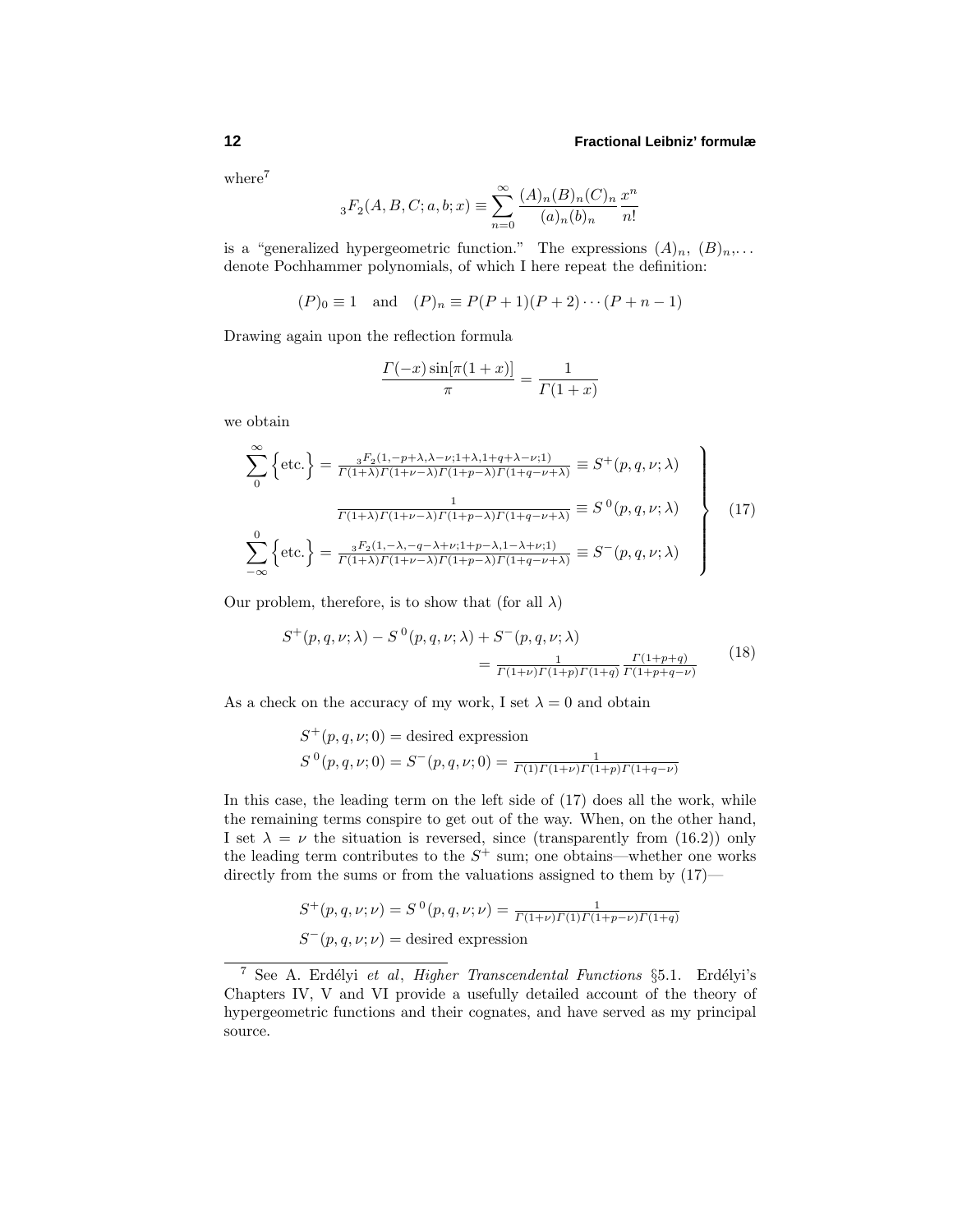where[7]

$$
{}_3F_2(A, B, C; a, b; x) \equiv \sum_{n=0}^{\infty} \frac{(A)_n (B)_n (C)_n}{(a)_n (b)_n} \frac{x^n}{n!}
$$

is a "generalized hypergeometric function." The expressions $(A)_n$, $(B)_n, \ldots$ denote Pochhammer polynomials, of which I here repeat the definition:

$$
(P)_0 \equiv 1 \quad \text{and} \quad (P)_n \equiv P(P+1)(P+2)\cdots(P+n-1)
$$

Drawing again upon the reflection formula

$$
\frac{\Gamma(-x)\sin[\pi(1+x)]}{\pi} = \frac{1}{\Gamma(1+x)}
$$

we obtain

$$
\left.
\begin{aligned}
\sum_{0}^{\infty}\Big\{\text{etc.}\Big\} &= \frac{{}_3F_2(1,-p+\lambda,\lambda-\nu;1+\lambda,1+q+\lambda-\nu;1)}{\Gamma(1+\lambda)\Gamma(1+\nu-\lambda)\Gamma(1+p-\lambda)\Gamma(1+q-\nu+\lambda)} \equiv S^{+}(p,q,\nu;\lambda) \\
&\frac{1}{\Gamma(1+\lambda)\Gamma(1+\nu-\lambda)\Gamma(1+p-\lambda)\Gamma(1+q-\nu+\lambda)} \equiv S^{\,0}(p,q,\nu;\lambda) \\
\sum_{-\infty}^{0}\Big\{\text{etc.}\Big\} &= \frac{{}_3F_2(1,-\lambda,-q-\lambda+\nu;1+p-\lambda,1-\lambda+\nu;1)}{\Gamma(1+\lambda)\Gamma(1+\nu-\lambda)\Gamma(1+p-\lambda)\Gamma(1+q-\nu+\lambda)} \equiv S^{-}(p,q,\nu;\lambda)
\end{aligned}
\right\} \tag{17}
$$

Our problem, therefore, is to show that (for all $\lambda$)

$$
\begin{aligned}
S^{+}(p,q,\nu;\lambda) - S^{\,0}(p,q,\nu;\lambda) + S^{-}(p,q,\nu;\lambda)& \\
= \frac{1}{\Gamma(1+\nu)\Gamma(1+p)\Gamma(1+q)} \frac{\Gamma(1+p+q)}{\Gamma(1+p+q-\nu)}&
\end{aligned} \tag{18}
$$

As a check on the accuracy of my work, I set $\lambda = 0$ and obtain

$$
\begin{aligned}
S^{+}(p,q,\nu;0) &= \text{desired expression} \\
S^{\,0}(p,q,\nu;0) = S^{-}(p,q,\nu;0) &= \frac{1}{\Gamma(1)\Gamma(1+\nu)\Gamma(1+p)\Gamma(1+q-\nu)}
\end{aligned}
$$

In this case, the leading term on the left side of (17) does all the work, while the remaining terms conspire to get out of the way. When, on the other hand, I set $\lambda = \nu$ the situation is reversed, since (transparently from (16.2)) only the leading term contributes to the $S^{+}$ sum; one obtains—whether one works directly from the sums or from the valuations assigned to them by (17)—

$$
\begin{aligned}
S^{+}(p,q,\nu;\nu) = S^{\,0}(p,q,\nu;\nu) &= \frac{1}{\Gamma(1+\nu)\Gamma(1)\Gamma(1+p-\nu)\Gamma(1+q)} \\
S^{-}(p,q,\nu;\nu) &= \text{desired expression}
\end{aligned}
$$

---

[7] See A. Erdélyi *et al*, *Higher Transcendental Functions* §5.1. Erdélyi's Chapters IV, V and VI provide a usefully detailed account of the theory of hypergeometric functions and their cognates, and have served as my principal source.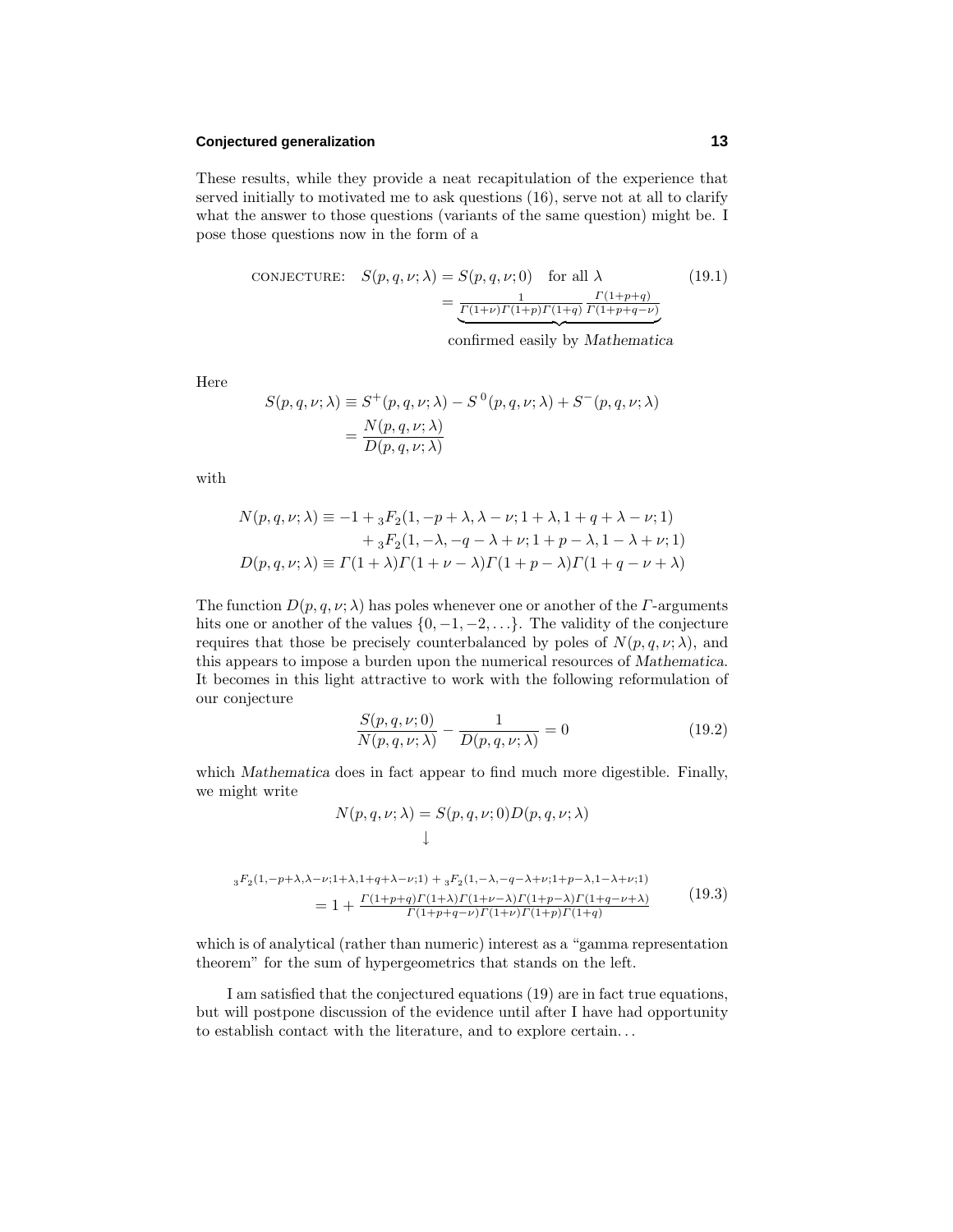These results, while they provide a neat recapitulation of the experience that served initially to motivated me to ask questions (16), serve not at all to clarify what the answer to those questions (variants of the same question) might be. I pose those questions now in the form of a

$$
\text{CONJECTURE:}\quad S(p,q,\nu;\lambda) = S(p,q,\nu;0) \quad \text{for all } \lambda \qquad (19.1)
$$
$$
= \underbrace{\frac{1}{\Gamma(1+\nu)\Gamma(1+p)\Gamma(1+q)}\frac{\Gamma(1+p+q)}{\Gamma(1+p+q-\nu)}}_{\text{confirmed easily by } \textit{Mathematica}}
$$

Here

$$
\begin{aligned}
S(p,q,\nu;\lambda) &\equiv S^{+}(p,q,\nu;\lambda) - S^{\,0}(p,q,\nu;\lambda) + S^{-}(p,q,\nu;\lambda)\\
&= \frac{N(p,q,\nu;\lambda)}{D(p,q,\nu;\lambda)}
\end{aligned}
$$

with

$$
\begin{aligned}
N(p,q,\nu;\lambda) &\equiv -1 + {}_3F_2(1,-p+\lambda,\lambda-\nu;1+\lambda,1+q+\lambda-\nu;1)\\
&\qquad + {}_3F_2(1,-\lambda,-q-\lambda+\nu;1+p-\lambda,1-\lambda+\nu;1)\\
D(p,q,\nu;\lambda) &\equiv \Gamma(1+\lambda)\Gamma(1+\nu-\lambda)\Gamma(1+p-\lambda)\Gamma(1+q-\nu+\lambda)
\end{aligned}
$$

The function $D(p,q,\nu;\lambda)$ has poles whenever one or another of the $\Gamma$-arguments hits one or another of the values $\{0,-1,-2,\ldots\}$. The validity of the conjecture requires that those be precisely counterbalanced by poles of $N(p,q,\nu;\lambda)$, and this appears to impose a burden upon the numerical resources of *Mathematica*. It becomes in this light attractive to work with the following reformulation of our conjecture

$$
\frac{S(p,q,\nu;0)}{N(p,q,\nu;\lambda)} - \frac{1}{D(p,q,\nu;\lambda)} = 0 \qquad (19.2)
$$

which *Mathematica* does in fact appear to find much more digestible. Finally, we might write

$$
N(p,q,\nu;\lambda) = S(p,q,\nu;0)D(p,q,\nu;\lambda)
$$
$$
\downarrow
$$

$$
\begin{aligned}
&{}_3F_2(1,-p+\lambda,\lambda-\nu;1+\lambda,1+q+\lambda-\nu;1) + {}_3F_2(1,-\lambda,-q-\lambda+\nu;1+p-\lambda,1-\lambda+\nu;1)\\
&\qquad = 1 + \frac{\Gamma(1+p+q)\Gamma(1+\lambda)\Gamma(1+\nu-\lambda)\Gamma(1+p-\lambda)\Gamma(1+q-\nu+\lambda)}{\Gamma(1+p+q-\nu)\Gamma(1+\nu)\Gamma(1+p)\Gamma(1+q)}
\end{aligned}
\qquad (19.3)
$$

which is of analytical (rather than numeric) interest as a "gamma representation theorem" for the sum of hypergeometrics that stands on the left.

I am satisfied that the conjectured equations (19) are in fact true equations, but will postpone discussion of the evidence until after I have had opportunity to establish contact with the literature, and to explore certain. . .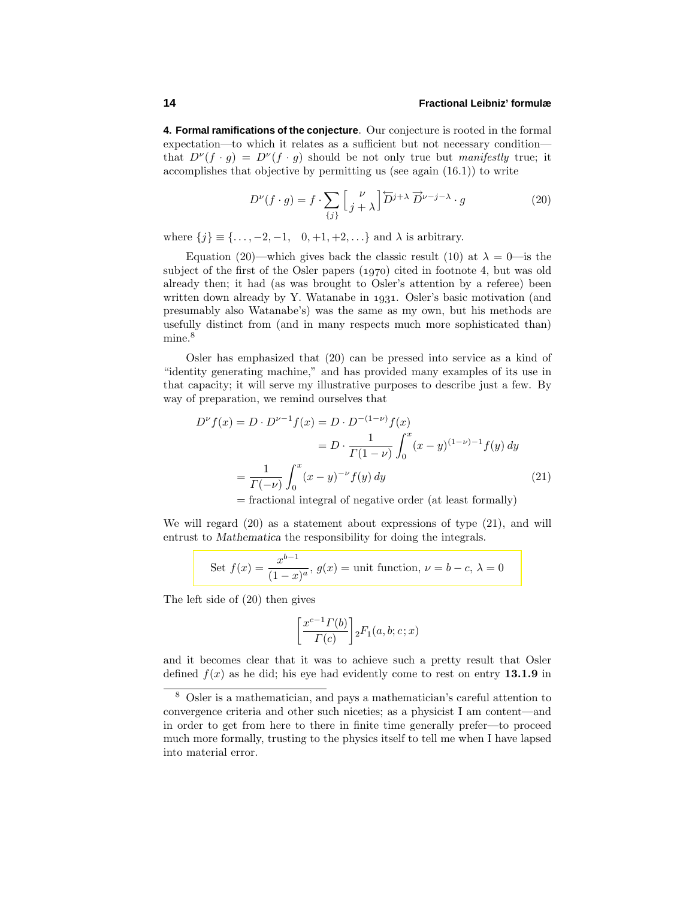**4. Formal ramifications of the conjecture**. Our conjecture is rooted in the formal expectation—to which it relates as a sufficient but not necessary condition—that $D^\nu(f\cdot g) = D^\nu(f\cdot g)$ should be not only true but *manifestly* true; it accomplishes that objective by permitting us (see again (16.1)) to write

$$D^\nu(f\cdot g) = f\cdot \sum_{\{j\}} \begin{bmatrix} \nu \\ j+\lambda \end{bmatrix} \overleftarrow{D}^{j+\lambda}\, \overrightarrow{D}^{\nu-j-\lambda}\cdot g \tag{20}$$

where $\{j\} \equiv \{\ldots,-2,-1,\quad 0,+1,+2,\ldots\}$ and $\lambda$ is arbitrary.

Equation (20)—which gives back the classic result (10) at $\lambda = 0$—is the subject of the first of the Osler papers (1970) cited in footnote 4, but was old already then; it had (as was brought to Osler's attention by a referee) been written down already by Y. Watanabe in 1931. Osler's basic motivation (and presumably also Watanabe's) was the same as my own, but his methods are usefully distinct from (and in many respects much more sophisticated than) mine.[8]

Osler has emphasized that (20) can be pressed into service as a kind of "identity generating machine," and has provided many examples of its use in that capacity; it will serve my illustrative purposes to describe just a few. By way of preparation, we remind ourselves that

$$\begin{aligned}
D^\nu f(x) = D\cdot D^{\nu-1}f(x) &= D\cdot D^{-(1-\nu)}f(x)\\
&= D\cdot \frac{1}{\Gamma(1-\nu)}\int_0^x (x-y)^{(1-\nu)-1}f(y)\,dy\\
&= \frac{1}{\Gamma(-\nu)}\int_0^x (x-y)^{-\nu}f(y)\,dy \\
&= \text{fractional integral of negative order (at least formally)}
\end{aligned}\tag{21}$$

We will regard (20) as a statement about expressions of type (21), and will entrust to *Mathematica* the responsibility for doing the integrals.

Set $f(x) = \dfrac{x^{b-1}}{(1-x)^a}$, $g(x) =$ unit function, $\nu = b-c$, $\lambda = 0$

The left side of (20) then gives

$$\left[\frac{x^{c-1}\Gamma(b)}{\Gamma(c)}\right] {}_2F_1(a,b;c;x)$$

and it becomes clear that it was to achieve such a pretty result that Osler defined $f(x)$ as he did; his eye had evidently come to rest on entry **13.1.9** in

---

[8] Osler is a mathematician, and pays a mathematician's careful attention to convergence criteria and other such niceties; as a physicist I am content—and in order to get from here to there in finite time generally prefer—to proceed much more formally, trusting to the physics itself to tell me when I have lapsed into material error.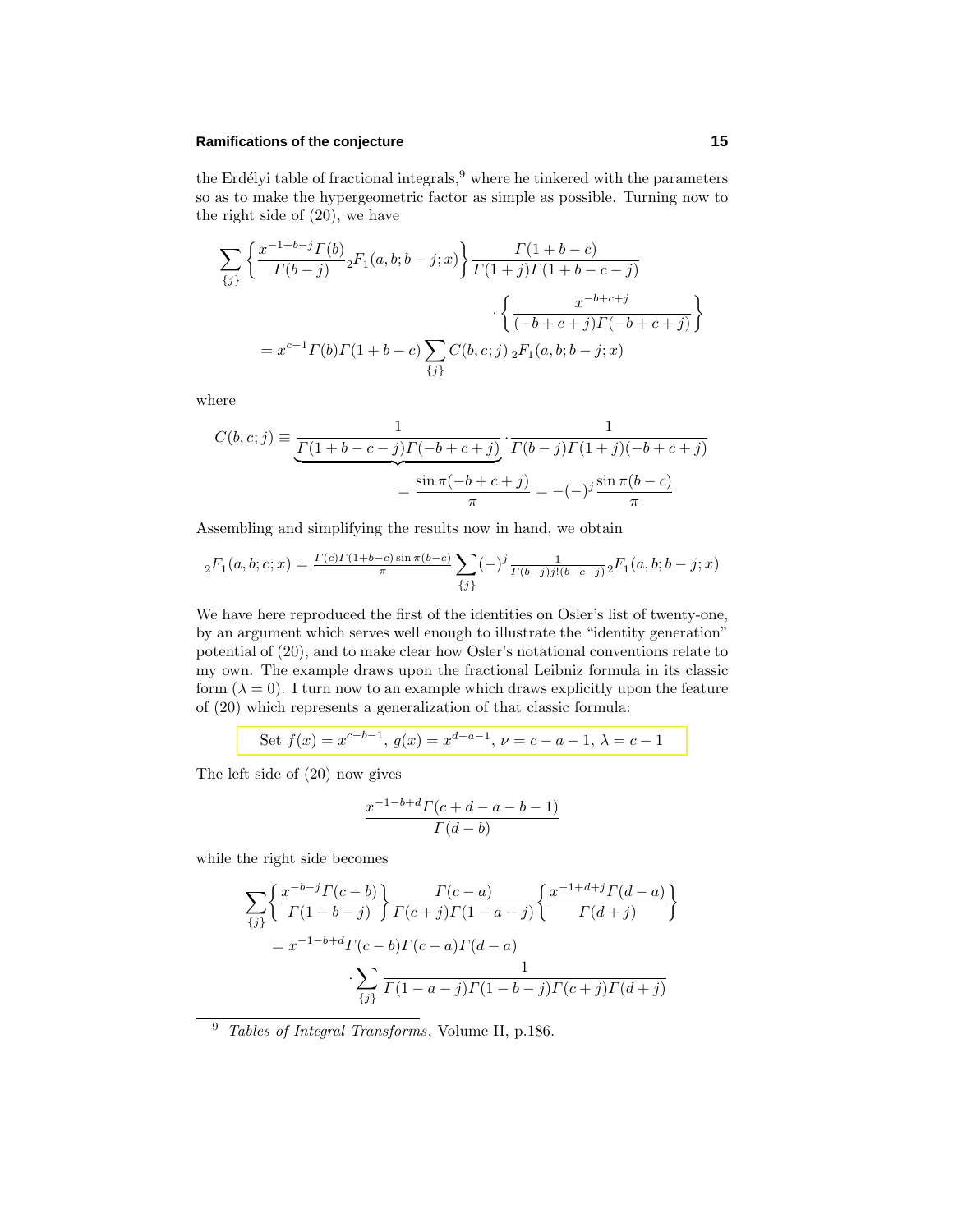the Erdélyi table of fractional integrals,[9] where he tinkered with the parameters so as to make the hypergeometric factor as simple as possible. Turning now to the right side of (20), we have

$$
\begin{aligned}
\sum_{\{j\}} \left\{ \frac{x^{-1+b-j}\Gamma(b)}{\Gamma(b-j)} {}_2F_1(a,b;b-j;x) \right\} & \frac{\Gamma(1+b-c)}{\Gamma(1+j)\Gamma(1+b-c-j)} \\
& \cdot \left\{ \frac{x^{-b+c+j}}{(-b+c+j)\Gamma(-b+c+j)} \right\} \\
= x^{c-1}\Gamma(b)\Gamma(1+b-c) & \sum_{\{j\}} C(b,c;j)\, {}_2F_1(a,b;b-j;x)
\end{aligned}
$$

where

$$
\begin{aligned}
C(b,c;j) \equiv & \underbrace{\frac{1}{\Gamma(1+b-c-j)\Gamma(-b+c+j)}} \cdot \frac{1}{\Gamma(b-j)\Gamma(1+j)(-b+c+j)} \\
& = \frac{\sin \pi(-b+c+j)}{\pi} = -(-)^j \frac{\sin \pi(b-c)}{\pi}
\end{aligned}
$$

Assembling and simplifying the results now in hand, we obtain

$$
{}_2F_1(a,b;c;x) = \frac{\Gamma(c)\Gamma(1+b-c)\sin \pi(b-c)}{\pi} \sum_{\{j\}} (-)^j \frac{1}{\Gamma(b-j) j! (b-c-j)} {}_2F_1(a,b;b-j;x)
$$

We have here reproduced the first of the identities on Osler's list of twenty-one, by an argument which serves well enough to illustrate the "identity generation" potential of (20), and to make clear how Osler's notational conventions relate to my own. The example draws upon the fractional Leibniz formula in its classic form ($\lambda = 0$). I turn now to an example which draws explicitly upon the feature of (20) which represents a generalization of that classic formula:

Set $f(x) = x^{c-b-1}$, $g(x) = x^{d-a-1}$, $\nu = c-a-1$, $\lambda = c-1$

The left side of (20) now gives

$$
\frac{x^{-1-b+d}\Gamma(c+d-a-b-1)}{\Gamma(d-b)}
$$

while the right side becomes

$$
\begin{aligned}
\sum_{\{j\}} & \left\{ \frac{x^{-b-j}\Gamma(c-b)}{\Gamma(1-b-j)} \right\} \frac{\Gamma(c-a)}{\Gamma(c+j)\Gamma(1-a-j)} \left\{ \frac{x^{-1+d+j}\Gamma(d-a)}{\Gamma(d+j)} \right\} \\
& = x^{-1-b+d}\Gamma(c-b)\Gamma(c-a)\Gamma(d-a) \\
& \qquad \cdot \sum_{\{j\}} \frac{1}{\Gamma(1-a-j)\Gamma(1-b-j)\Gamma(c+j)\Gamma(d+j)}
\end{aligned}
$$

---

[9] *Tables of Integral Transforms*, Volume II, p.186.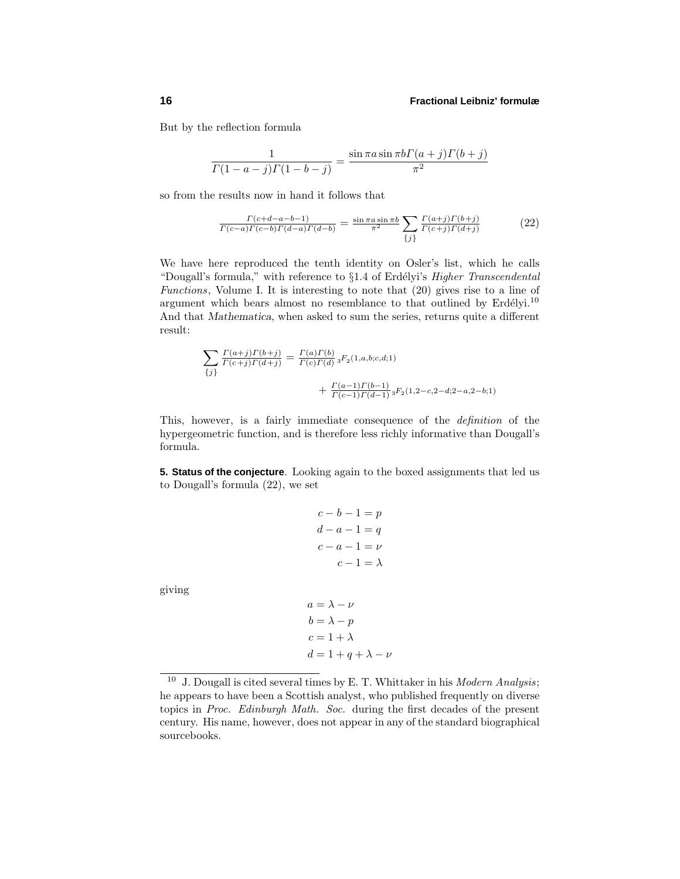But by the reflection formula

$$\frac{1}{\Gamma(1-a-j)\Gamma(1-b-j)} = \frac{\sin \pi a \sin \pi b \Gamma(a+j)\Gamma(b+j)}{\pi^2}$$

so from the results now in hand it follows that

$$\frac{\Gamma(c+d-a-b-1)}{\Gamma(c-a)\Gamma(c-b)\Gamma(d-a)\Gamma(d-b)} = \frac{\sin \pi a \sin \pi b}{\pi^2} \sum_{\{j\}} \frac{\Gamma(a+j)\Gamma(b+j)}{\Gamma(c+j)\Gamma(d+j)} \tag{22}$$

We have here reproduced the tenth identity on Osler's list, which he calls "Dougall's formula," with reference to §1.4 of Erdélyi's *Higher Transcendental Functions*, Volume I. It is interesting to note that (20) gives rise to a line of argument which bears almost no resemblance to that outlined by Erdélyi.[10] And that *Mathematica*, when asked to sum the series, returns quite a different result:

$$\begin{aligned}\sum_{\{j\}} \frac{\Gamma(a+j)\Gamma(b+j)}{\Gamma(c+j)\Gamma(d+j)} &= \frac{\Gamma(a)\Gamma(b)}{\Gamma(c)\Gamma(d)}\, {}_3F_2(1,a,b;c,d;1) \\ &\quad + \frac{\Gamma(a-1)\Gamma(b-1)}{\Gamma(c-1)\Gamma(d-1)}\, {}_3F_2(1,2-c,2-d;2-a,2-b;1)\end{aligned}$$

This, however, is a fairly immediate consequence of the *definition* of the hypergeometric function, and is therefore less richly informative than Dougall's formula.

**5. Status of the conjecture**. Looking again to the boxed assignments that led us to Dougall's formula (22), we set

$$\begin{aligned} c-b-1 &= p \\ d-a-1 &= q \\ c-a-1 &= \nu \\ c-1 &= \lambda \end{aligned}$$

giving

$$\begin{aligned} a &= \lambda - \nu \\ b &= \lambda - p \\ c &= 1 + \lambda \\ d &= 1 + q + \lambda - \nu \end{aligned}$$

[10] J. Dougall is cited several times by E. T. Whittaker in his *Modern Analysis*; he appears to have been a Scottish analyst, who published frequently on diverse topics in *Proc. Edinburgh Math. Soc.* during the first decades of the present century. His name, however, does not appear in any of the standard biographical sourcebooks.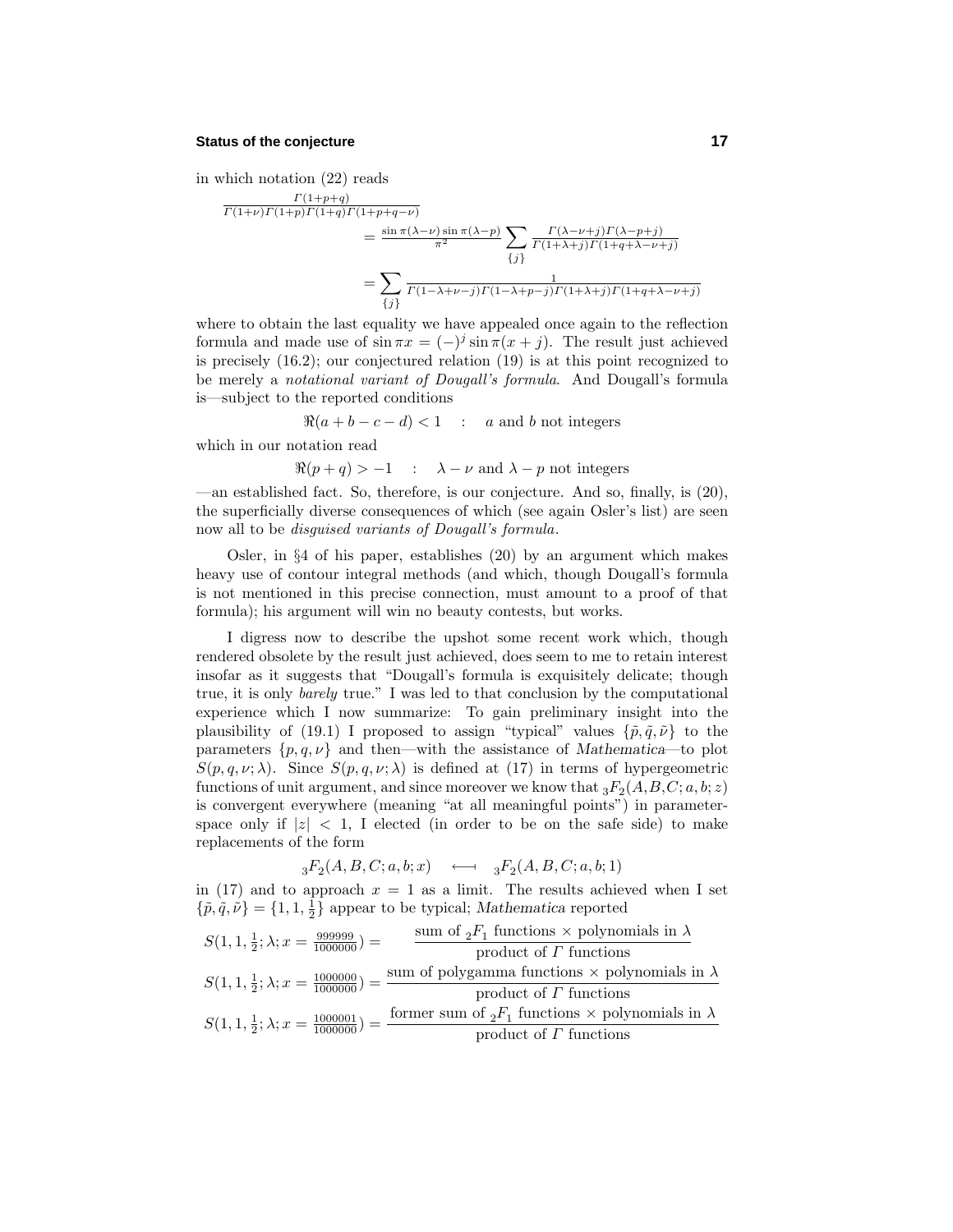in which notation (22) reads

$$\frac{\Gamma(1+p+q)}{\Gamma(1+\nu)\Gamma(1+p)\Gamma(1+q)\Gamma(1+p+q-\nu)}$$

$$= \frac{\sin\pi(\lambda-\nu)\sin\pi(\lambda-p)}{\pi^2}\sum_{\{j\}}\frac{\Gamma(\lambda-\nu+j)\Gamma(\lambda-p+j)}{\Gamma(1+\lambda+j)\Gamma(1+q+\lambda-\nu+j)}$$

$$= \sum_{\{j\}}\frac{1}{\Gamma(1-\lambda+\nu-j)\Gamma(1-\lambda+p-j)\Gamma(1+\lambda+j)\Gamma(1+q+\lambda-\nu+j)}$$

where to obtain the last equality we have appealed once again to the reflection formula and made use of $\sin\pi x = (-)^j \sin\pi(x+j)$. The result just achieved is precisely (16.2); our conjectured relation (19) is at this point recognized to be merely a *notational variant of Dougall's formula*. And Dougall's formula is—subject to the reported conditions

$$\Re(a+b-c-d) < 1 \quad : \quad a \text{ and } b \text{ not integers}$$

which in our notation read

$$\Re(p+q) > -1 \quad : \quad \lambda-\nu \text{ and } \lambda-p \text{ not integers}$$

—an established fact. So, therefore, is our conjecture. And so, finally, is (20), the superficially diverse consequences of which (see again Osler's list) are seen now all to be *disguised variants of Dougall's formula*.

Osler, in §4 of his paper, establishes (20) by an argument which makes heavy use of contour integral methods (and which, though Dougall's formula is not mentioned in this precise connection, must amount to a proof of that formula); his argument will win no beauty contests, but works.

I digress now to describe the upshot some recent work which, though rendered obsolete by the result just achieved, does seem to me to retain interest insofar as it suggests that "Dougall's formula is exquisitely delicate; though true, it is only *barely* true." I was led to that conclusion by the computational experience which I now summarize: To gain preliminary insight into the plausibility of (19.1) I proposed to assign "typical" values $\{\tilde{p},\tilde{q},\tilde{\nu}\}$ to the parameters $\{p,q,\nu\}$ and then—with the assistance of *Mathematica*—to plot $S(p,q,\nu;\lambda)$. Since $S(p,q,\nu;\lambda)$ is defined at (17) in terms of hypergeometric functions of unit argument, and since moreover we know that ${}_3F_2(A,B,C;a,b;z)$ is convergent everywhere (meaning "at all meaningful points") in parameter-space only if $|z| < 1$, I elected (in order to be on the safe side) to make replacements of the form

$${}_3F_2(A,B,C;a,b;x) \quad \longleftarrow \quad {}_3F_2(A,B,C;a,b;1)$$

in (17) and to approach $x = 1$ as a limit. The results achieved when I set $\{\tilde{p},\tilde{q},\tilde{\nu}\} = \{1,1,\frac{1}{2}\}$ appear to be typical; *Mathematica* reported

$$S(1,1,\tfrac{1}{2};\lambda;x=\tfrac{999999}{1000000}) = \frac{\text{sum of } {}_2F_1 \text{ functions} \times \text{polynomials in } \lambda}{\text{product of } \Gamma \text{ functions}}$$

$$S(1,1,\tfrac{1}{2};\lambda;x=\tfrac{1000000}{1000000}) = \frac{\text{sum of polygamma functions} \times \text{polynomials in } \lambda}{\text{product of } \Gamma \text{ functions}}$$

$$S(1,1,\tfrac{1}{2};\lambda;x=\tfrac{1000001}{1000000}) = \frac{\text{former sum of } {}_2F_1 \text{ functions} \times \text{polynomials in } \lambda}{\text{product of } \Gamma \text{ functions}}$$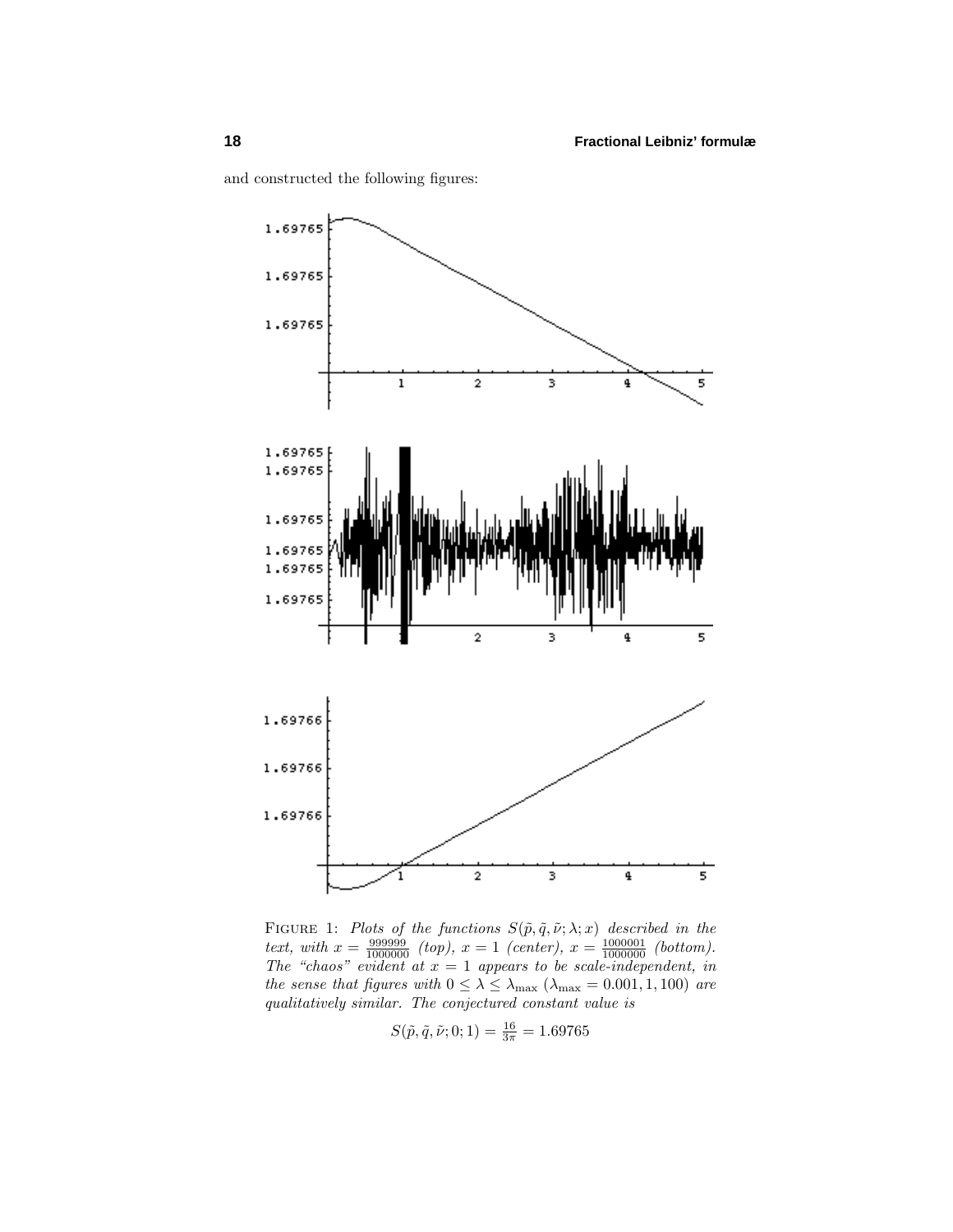and constructed the following figures:

FIGURE 1: *Plots of the functions $S(\tilde{p}, \tilde{q}, \tilde{\nu}; \lambda; x)$ described in the text, with $x = \frac{999999}{1000000}$ (top), $x = 1$ (center), $x = \frac{1000001}{1000000}$ (bottom). The "chaos" evident at $x = 1$ appears to be scale-independent, in the sense that figures with $0 \leq \lambda \leq \lambda_{\max}$ ($\lambda_{\max} = 0.001, 1, 100$) are qualitatively similar. The conjectured constant value is*

$$S(\tilde{p}, \tilde{q}, \tilde{\nu}; 0; 1) = \tfrac{16}{3\pi} = 1.69765$$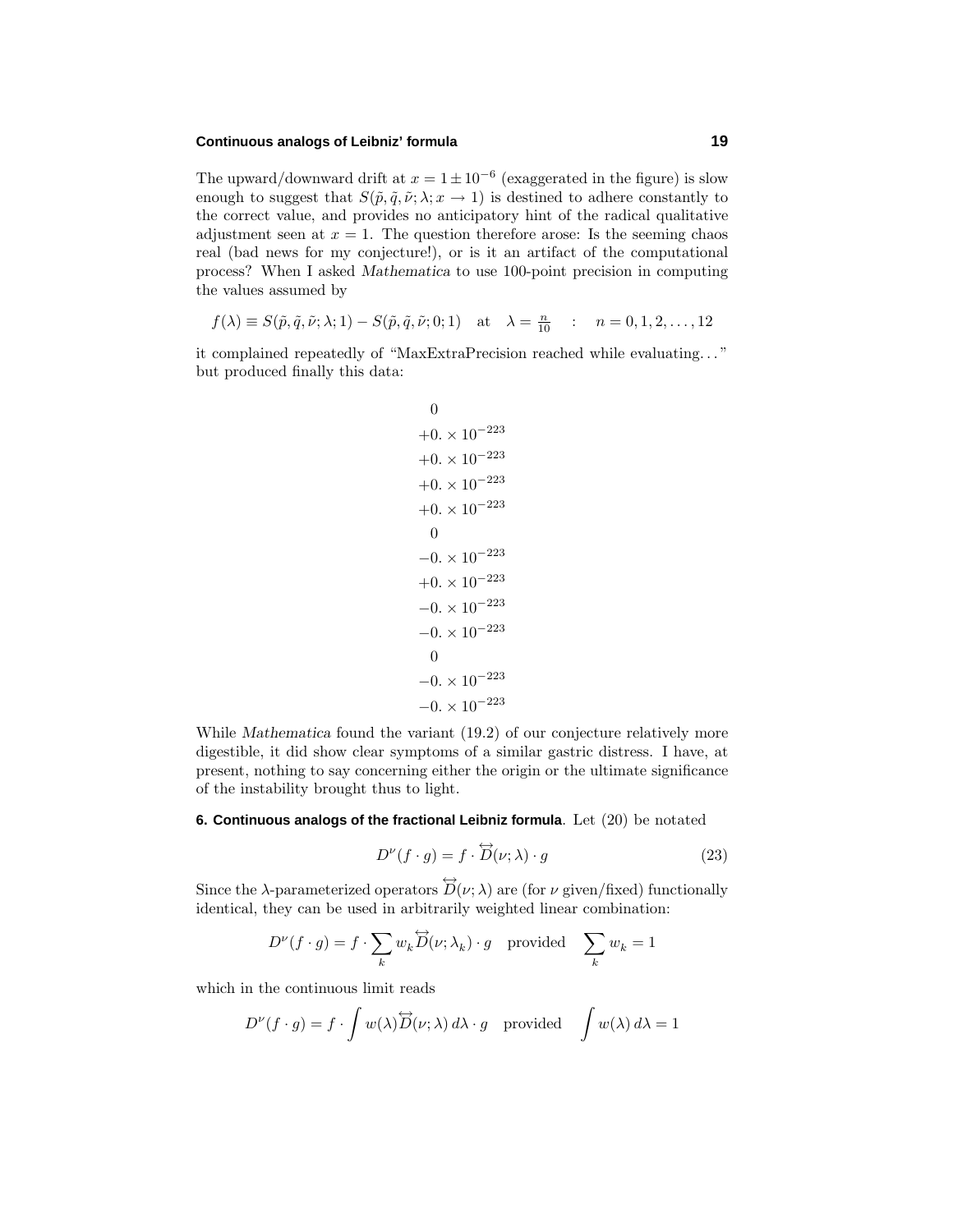The upward/downward drift at $x = 1 \pm 10^{-6}$ (exaggerated in the figure) is slow enough to suggest that $S(\tilde{p}, \tilde{q}, \tilde{\nu}; \lambda; x \to 1)$ is destined to adhere constantly to the correct value, and provides no anticipatory hint of the radical qualitative adjustment seen at $x = 1$. The question therefore arose: Is the seeming chaos real (bad news for my conjecture!), or is it an artifact of the computational process? When I asked *Mathematica* to use 100-point precision in computing the values assumed by

$$f(\lambda) \equiv S(\tilde{p}, \tilde{q}, \tilde{\nu}; \lambda; 1) - S(\tilde{p}, \tilde{q}, \tilde{\nu}; 0; 1) \quad \text{at} \quad \lambda = \tfrac{n}{10} \quad : \quad n = 0, 1, 2, \ldots, 12$$

it complained repeatedly of "MaxExtraPrecision reached while evaluating. . . " but produced finally this data:

$$\begin{array}{c}
0 \\
+0. \times 10^{-223} \\
+0. \times 10^{-223} \\
+0. \times 10^{-223} \\
+0. \times 10^{-223} \\
0 \\
-0. \times 10^{-223} \\
+0. \times 10^{-223} \\
-0. \times 10^{-223} \\
-0. \times 10^{-223} \\
0 \\
-0. \times 10^{-223} \\
-0. \times 10^{-223}
\end{array}$$

While *Mathematica* found the variant (19.2) of our conjecture relatively more digestible, it did show clear symptoms of a similar gastric distress. I have, at present, nothing to say concerning either the origin or the ultimate significance of the instability brought thus to light.

**6. Continuous analogs of the fractional Leibniz formula**. Let (20) be notated

$$D^\nu (f \cdot g) = f \cdot \overleftrightarrow{D}(\nu; \lambda) \cdot g \tag{23}$$

Since the $\lambda$-parameterized operators $\overleftrightarrow{D}(\nu; \lambda)$ are (for $\nu$ given/fixed) functionally identical, they can be used in arbitrarily weighted linear combination:

$$D^\nu (f \cdot g) = f \cdot \sum_k w_k \overleftrightarrow{D}(\nu; \lambda_k) \cdot g \quad \text{provided} \quad \sum_k w_k = 1$$

which in the continuous limit reads

$$D^\nu (f \cdot g) = f \cdot \int w(\lambda) \overleftrightarrow{D}(\nu; \lambda) \, d\lambda \cdot g \quad \text{provided} \quad \int w(\lambda) \, d\lambda = 1$$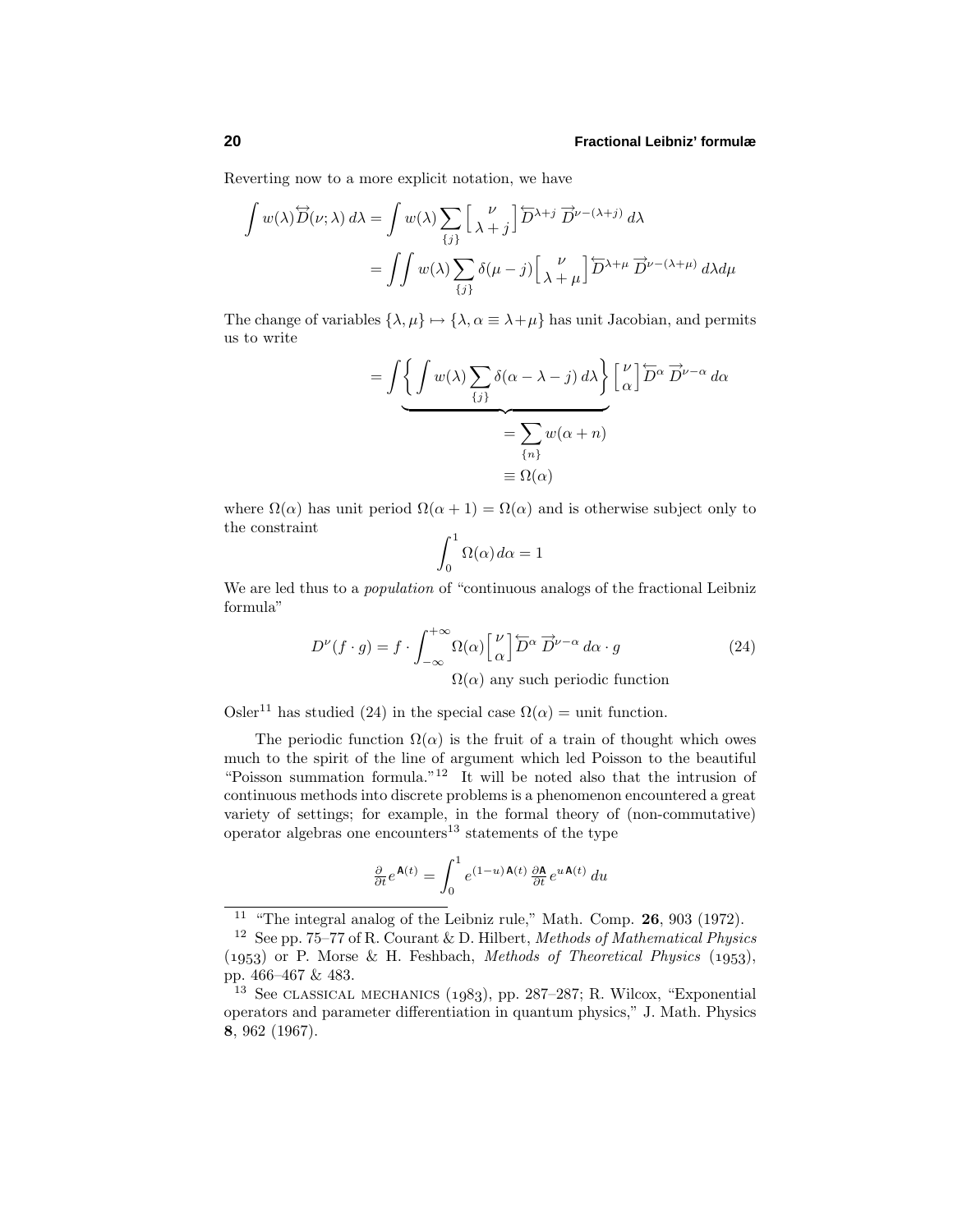Reverting now to a more explicit notation, we have

$$
\begin{aligned}
\int w(\lambda)\overleftrightarrow{D}(\nu;\lambda)\,d\lambda &= \int w(\lambda)\sum_{\{j\}}\Big[\begin{matrix}\nu\\ \lambda+j\end{matrix}\Big]\overleftarrow{D}^{\lambda+j}\,\overrightarrow{D}^{\nu-(\lambda+j)}\,d\lambda\\
&= \iint w(\lambda)\sum_{\{j\}}\delta(\mu-j)\Big[\begin{matrix}\nu\\ \lambda+\mu\end{matrix}\Big]\overleftarrow{D}^{\lambda+\mu}\,\overrightarrow{D}^{\nu-(\lambda+\mu)}\,d\lambda d\mu
\end{aligned}
$$

The change of variables $\{\lambda,\mu\}\mapsto\{\lambda,\alpha\equiv\lambda+\mu\}$ has unit Jacobian, and permits us to write

$$
= \int\underbrace{\Big\{\int w(\lambda)\sum_{\{j\}}\delta(\alpha-\lambda-j)\,d\lambda\Big\}}_{\displaystyle =\sum_{\{n\}}w(\alpha+n)\;\equiv\Omega(\alpha)}\Big[\begin{matrix}\nu\\ \alpha\end{matrix}\Big]\overleftarrow{D}^{\alpha}\,\overrightarrow{D}^{\nu-\alpha}\,d\alpha
$$

where $\Omega(\alpha)$ has unit period $\Omega(\alpha+1)=\Omega(\alpha)$ and is otherwise subject only to the constraint

$$
\int_0^1\Omega(\alpha)\,d\alpha = 1
$$

We are led thus to a *population* of "continuous analogs of the fractional Leibniz formula"

$$
D^\nu(f\cdot g) = f\cdot\int_{-\infty}^{+\infty}\Omega(\alpha)\Big[\begin{matrix}\nu\\ \alpha\end{matrix}\Big]\overleftarrow{D}^{\alpha}\,\overrightarrow{D}^{\nu-\alpha}\,d\alpha\cdot g \tag{24}
$$

$\Omega(\alpha)$ any such periodic function

Osler[11] has studied (24) in the special case $\Omega(\alpha)=$ unit function.

The periodic function $\Omega(\alpha)$ is the fruit of a train of thought which owes much to the spirit of the line of argument which led Poisson to the beautiful "Poisson summation formula."[12] It will be noted also that the intrusion of continuous methods into discrete problems is a phenomenon encountered a great variety of settings; for example, in the formal theory of (non-commutative) operator algebras one encounters[13] statements of the type

$$
\tfrac{\partial}{\partial t}e^{\mathsf{A}(t)} = \int_0^1 e^{(1-u)\,\mathsf{A}(t)}\,\tfrac{\partial\mathsf{A}}{\partial t}\,e^{u\,\mathsf{A}(t)}\,du
$$

---

[11] "The integral analog of the Leibniz rule," Math. Comp. **26**, 903 (1972).

[12] See pp. 75–77 of R. Courant & D. Hilbert, *Methods of Mathematical Physics* (1953) or P. Morse & H. Feshbach, *Methods of Theoretical Physics* (1953), pp. 466–467 & 483.

[13] See CLASSICAL MECHANICS (1983), pp. 287–287; R. Wilcox, "Exponential operators and parameter differentiation in quantum physics," J. Math. Physics **8**, 962 (1967).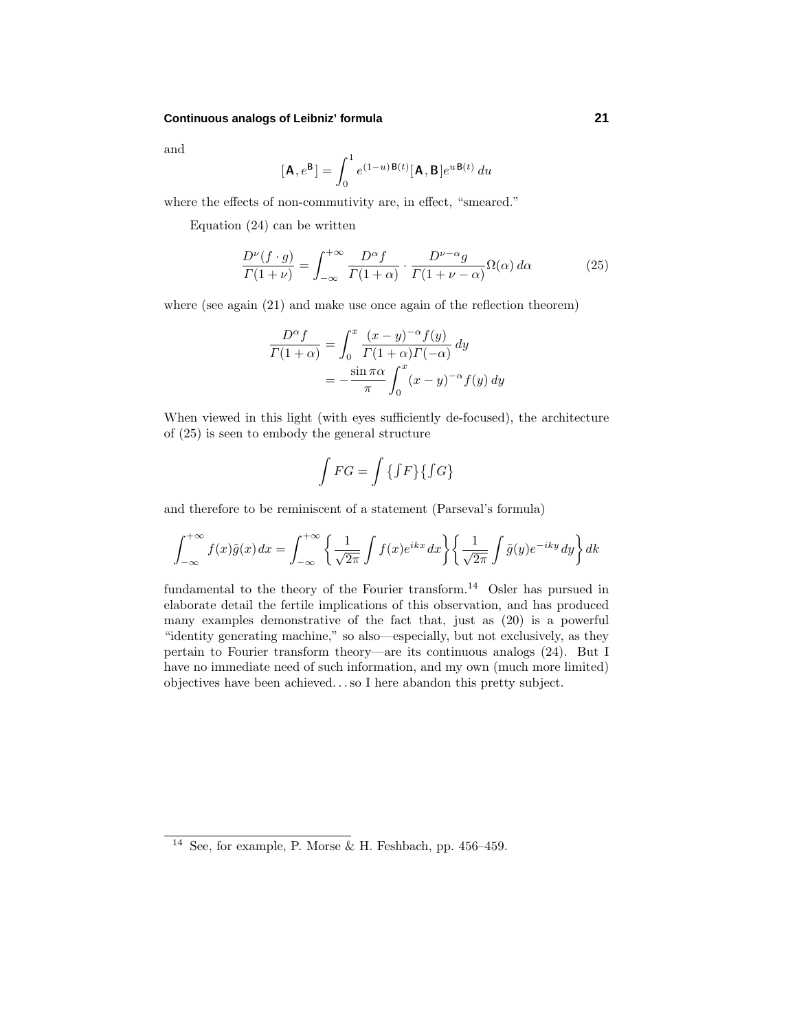and

$$[\mathsf{A}, e^{\mathsf{B}}] = \int_0^1 e^{(1-u)\,\mathsf{B}(t)}[\mathsf{A}, \mathsf{B}]e^{u\,\mathsf{B}(t)}\,du$$

where the effects of non-commutivity are, in effect, "smeared."

Equation (24) can be written

$$\frac{D^\nu(f\cdot g)}{\Gamma(1+\nu)} = \int_{-\infty}^{+\infty} \frac{D^\alpha f}{\Gamma(1+\alpha)}\cdot\frac{D^{\nu-\alpha}g}{\Gamma(1+\nu-\alpha)}\Omega(\alpha)\,d\alpha \tag{25}$$

where (see again (21) and make use once again of the reflection theorem)

$$\begin{aligned}\frac{D^\alpha f}{\Gamma(1+\alpha)} &= \int_0^x \frac{(x-y)^{-\alpha}f(y)}{\Gamma(1+\alpha)\Gamma(-\alpha)}\,dy\\ &= -\frac{\sin\pi\alpha}{\pi}\int_0^x (x-y)^{-\alpha}f(y)\,dy\end{aligned}$$

When viewed in this light (with eyes sufficiently de-focused), the architecture of (25) is seen to embody the general structure

$$\int FG = \int \big\{\textstyle\int F\big\}\big\{\textstyle\int G\big\}$$

and therefore to be reminiscent of a statement (Parseval's formula)

$$\int_{-\infty}^{+\infty} f(x)\tilde{g}(x)\,dx = \int_{-\infty}^{+\infty}\left\{\frac{1}{\sqrt{2\pi}}\int f(x)e^{ikx}\,dx\right\}\left\{\frac{1}{\sqrt{2\pi}}\int \tilde{g}(y)e^{-iky}\,dy\right\}dk$$

fundamental to the theory of the Fourier transform.[14] Osler has pursued in elaborate detail the fertile implications of this observation, and has produced many examples demonstrative of the fact that, just as (20) is a powerful "identity generating machine," so also—especially, but not exclusively, as they pertain to Fourier transform theory—are its continuous analogs (24). But I have no immediate need of such information, and my own (much more limited) objectives have been achieved. . . so I here abandon this pretty subject.

---

[14] See, for example, P. Morse & H. Feshbach, pp. 456–459.